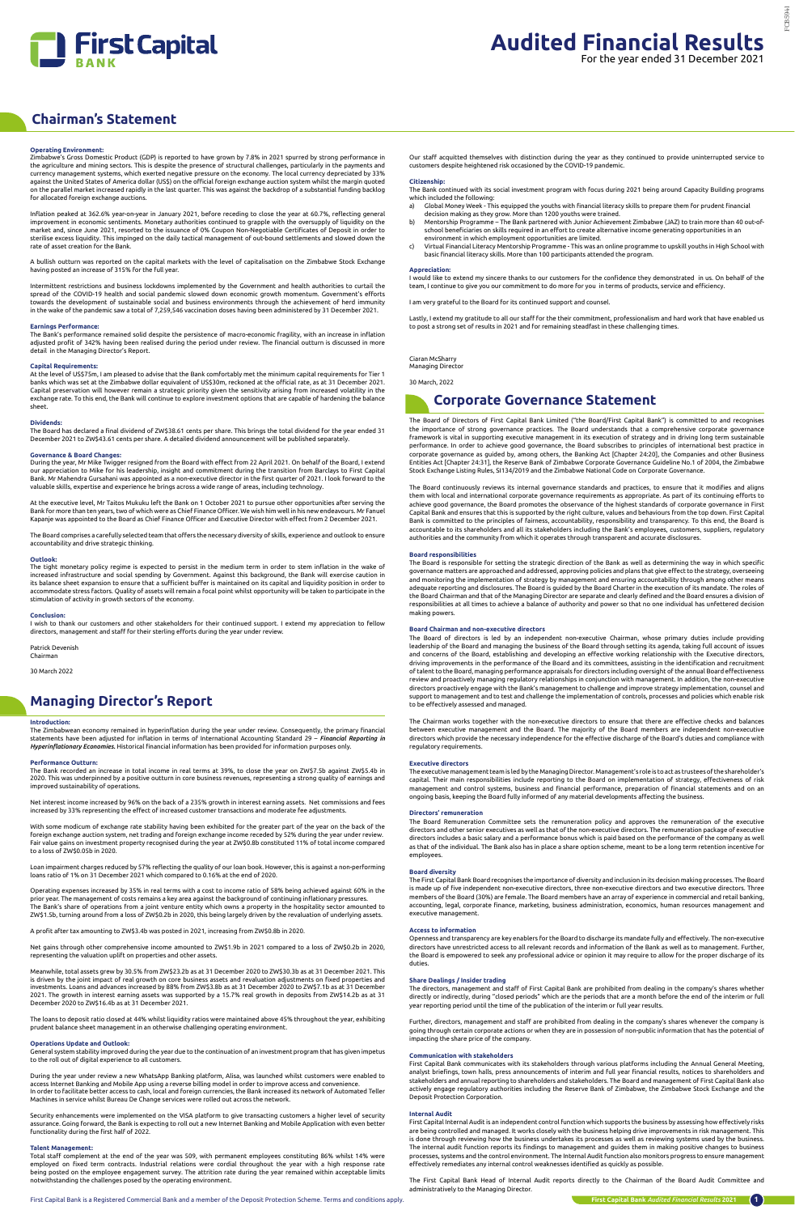# Audited Financial Results

For the year ended 31 December 2021

## Chairman's Statement

### Operating Environment:

Zimbabwe's Gross Domestic Product (GDP) is reported to have grown by 7.8% in 2021 spurred by strong performance in the agriculture and mining sectors. This is despite the presence of structural challenges, particularly in the payments and currency management systems, which exerted negative pressure on the economy. The local currency depreciated by 33% against the United States of America dollar (US$) on the official foreign exchange auction system whilst the margin quoted on the parallel market increased rapidly in the last quarter. This was against the backdrop of a substantial funding backlog for allocated foreign exchange auctions.

Inflation peaked at 362.6% year-on-year in January 2021, before receding to close the year at 60.7%, reflecting general improvement in economic sentiments. Monetary authorities continued to grapple with the oversupply of liquidity on the market and, since June 2021, resorted to the issuance of 0% Coupon Non-Negotiable Certificates of Deposit in order to sterilise excess liquidity. This impinged on the daily tactical management of out-bound settlements and slowed down the rate of asset creation for the Bank.

A bullish outturn was reported on the capital markets with the level of capitalisation on the Zimbabwe Stock Exchange having posted an increase of 315% for the full year.

Intermittent restrictions and business lockdowns implemented by the Government and health authorities to curtail the spread of the COVID-19 health and social pandemic slowed down economic growth momentum. Government's efforts towards the development of sustainable social and business environments through the achievement of herd immunity in the wake of the pandemic saw a total of 7,259,546 vaccination doses having been administered by 31 December 2021.

### Earnings Performance:

The Bank's performance remained solid despite the persistence of macro-economic fragility, with an increase in inflation adjusted profit of 342% having been realised during the period under review. The financial outturn is discussed in more detail in the Managing Director's Report.

### Capital Requirements:

At the level of US$75m, I am pleased to advise that the Bank comfortably met the minimum capital requirements for Tier 1 banks which was at the Zimbabwe dollar equivalent of US$30m, reckoned at the official rate, as at 31 December 2021. Capital preservation will however remain a strategic priority given the sensitivity arising from increased volatility in the exchange rate. To this end, the Bank will continue to explore investment options that are capable of hardening the balance sheet.

### Dividends:

The Board has declared a final dividend of ZW$38.61 cents per share. This brings the total dividend for the year ended 31 December 2021 to ZW$43.61 cents per share. A detailed dividend announcement will be published separately.

### Governance & Board Changes:

During the year, Mr Mike Twigger resigned from the Board with effect from 22 April 2021. On behalf of the Board, I extend our appreciation to Mike for his leadership, insight and commitment during the transition from Barclays to First Capital Bank. Mr Mahendra Gursahani was appointed as a non-executive director in the first quarter of 2021. I look forward to the valuable skills, expertise and experience he brings across a wide range of areas, including technology.

At the executive level, Mr Taitos Mukuku left the Bank on 1 October 2021 to pursue other opportunities after serving the Bank for more than ten years, two of which were as Chief Finance Officer. We wish him well in his new endeavours. Mr Fanuel Kapanje was appointed to the Board as Chief Finance Officer and Executive Director with effect from 2 December 2021.

The Board comprises a carefully selected team that offers the necessary diversity of skills, experience and outlook to ensure accountability and drive strategic thinking.

### Outlook:

The tight monetary policy regime is expected to persist in the medium term in order to stem inflation in the wake of increased infrastructure and social spending by Government. Against this background, the Bank will exercise caution in its balance sheet expansion to ensure that a sufficient buffer is maintained on its capital and liquidity position in order to accommodate stress factors. Quality of assets will remain a focal point whilst opportunity will be taken to participate in the stimulation of activity in growth sectors of the economy.

### Conclusion:

I wish to thank our customers and other stakeholders for their continued support. I extend my appreciation to fellow directors, management and staff for their sterling efforts during the year under review.

Patrick Devenish
Chairman

30 March 2022

## Managing Director's Report

### Introduction:

The Zimbabwean economy remained in hyperinflation during the year under review. Consequently, the primary financial statements have been adjusted for inflation in terms of International Accounting Standard 29 – *Financial Reporting in Hyperinflationary Economies*. Historical financial information has been provided for information purposes only.

### Performance Outturn:

The Bank recorded an increase in total income in real terms at 39%, to close the year on ZW$7.5b against ZW$5.4b in 2020. This was underpinned by a positive outturn in core business revenues, representing a strong quality of earnings and improved sustainability of operations.

Net interest income increased by 96% on the back of a 235% growth in interest earning assets. Net commissions and fees increased by 33% representing the effect of increased customer transactions and moderate fee adjustments.

With some modicum of exchange rate stability having been exhibited for the greater part of the year on the back of the foreign exchange auction system, net trading and foreign exchange income receded by 52% during the year under review. Fair value gains on investment property recognised during the year at ZW$0.8b constituted 11% of total income compared to a loss of ZW$0.05b in 2020.

Loan impairment charges reduced by 57% reflecting the quality of our loan book. However, this is against a non-performing loans ratio of 1% on 31 December 2021 which compared to 0.16% at the end of 2020.

Operating expenses increased by 35% in real terms with a cost to income ratio of 58% being achieved against 60% in the prior year. The management of costs remains a key area against the background of continuing inflationary pressures. The Bank's share of operations from a joint venture entity which owns a property in the hospitality sector amounted to ZW$1.5b, turning around from a loss of ZW$0.2b in 2020, this being largely driven by the revaluation of underlying assets.

A profit after tax amounting to ZW$3.4b was posted in 2021, increasing from ZW$0.8b in 2020.

Net gains through other comprehensive income amounted to ZW$1.9b in 2021 compared to a loss of ZW$0.2b in 2020, representing the valuation uplift on properties and other assets.

Meanwhile, total assets grew by 30.5% from ZW$23.2b as at 31 December 2020 to ZW$30.3b as at 31 December 2021. This is driven by the joint impact of real growth on core business assets and revaluation adjustments on fixed properties and investments. Loans and advances increased by 88% from ZW$3.8b as at 31 December 2020 to ZW$7.1b as at 31 December 2021. The growth in interest earning assets was supported by a 15.7% real growth in deposits from ZW$14.2b as at 31 December 2020 to ZW$16.4b as at 31 December 2021.

The loans to deposit ratio closed at 44% whilst liquidity ratios were maintained above 45% throughout the year, exhibiting prudent balance sheet management in an otherwise challenging operating environment.

### Operations Update and Outlook:

General system stability improved during the year due to the continuation of an investment program that has given impetus to the roll out of digital experience to all customers.

During the year under review a new WhatsApp Banking platform, Alisa, was launched whilst customers were enabled to access Internet Banking and Mobile App using a reverse billing model in order to improve access and convenience.
In order to facilitate better access to cash, local and foreign currencies, the Bank increased its network of Automated Teller Machines in service whilst Bureau De Change services were rolled out across the network.

Security enhancements were implemented on the VISA platform to give transacting customers a higher level of security assurance. Going forward, the Bank is expecting to roll out a new Internet Banking and Mobile Application with even better functionality during the first half of 2022.

### Talent Management:

Total staff complement at the end of the year was 509, with permanent employees constituting 86% whilst 14% were employed on fixed term contracts. Industrial relations were cordial throughout the year with a high response rate being posted on the employee engagement survey. The attrition rate during the year remained within acceptable limits notwithstanding the challenges posed by the operating environment.

Our staff acquitted themselves with distinction during the year as they continued to provide uninterrupted service to customers despite heightened risk occasioned by the COVID-19 pandemic.

### Citizenship:

The Bank continued with its social investment program with focus during 2021 being around Capacity Building programs which included the following:

a) Global Money Week - This equipped the youths with financial literacy skills to prepare them for prudent financial decision making as they grow. More than 1200 youths were trained.
b) Mentorship Programme – The Bank partnered with Junior Achievement Zimbabwe (JAZ) to train more than 40 out-of-school beneficiaries on skills required in an effort to create alternative income generating opportunities in an environment in which employment opportunities are limited.
c) Virtual Financial Literacy Mentorship Programme - This was an online programme to upskill youths in High School with basic financial literacy skills. More than 100 participants attended the program.

### Appreciation:

I would like to extend my sincere thanks to our customers for the confidence they demonstrated in us. On behalf of the team, I continue to give you our commitment to do more for you in terms of products, service and efficiency.

I am very grateful to the Board for its continued support and counsel.

Lastly, I extend my gratitude to all our staff for the their commitment, professionalism and hard work that have enabled us to post a strong set of results in 2021 and for remaining steadfast in these challenging times.

Ciaran McSharry
Managing Director

30 March, 2022

## Corporate Governance Statement

The Board of Directors of First Capital Bank Limited ("the Board/First Capital Bank") is committed to and recognises the importance of strong governance practices. The Board understands that a comprehensive corporate governance framework is vital in supporting executive management in its execution of strategy and in driving long term sustainable performance. In order to achieve good governance, the Board subscribes to principles of international best practice in corporate governance as guided by, among others, the Banking Act [Chapter 24:20], the Companies and other Business Entities Act [Chapter 24:31], the Reserve Bank of Zimbabwe Corporate Governance Guideline No.1 of 2004, the Zimbabwe Stock Exchange Listing Rules, SI134/2019 and the Zimbabwe National Code on Corporate Governance.

The Board continuously reviews its internal governance standards and practices, to ensure that it modifies and aligns them with local and international corporate governance requirements as appropriate. As part of its continuing efforts to achieve good governance, the Board promotes the observance of the highest standards of corporate governance in First Capital Bank and ensures that this is supported by the right culture, values and behaviours from the top down. First Capital Bank is committed to the principles of fairness, accountability, responsibility and transparency. To this end, the Board is accountable to its shareholders and all its stakeholders including the Bank's employees, customers, suppliers, regulatory authorities and the community from which it operates through transparent and accurate disclosures.

### Board responsibilities

The Board is responsible for setting the strategic direction of the Bank as well as determining the way in which specific governance matters are approached and addressed, approving policies and plans that give effect to the strategy, overseeing and monitoring the implementation of strategy by management and ensuring accountability through among other means adequate reporting and disclosures. The Board is guided by the Board Charter in the execution of its mandate. The roles of the Board Chairman and that of the Managing Director are separate and clearly defined and the Board ensures a division of responsibilities at all times to achieve a balance of authority and power so that no one individual has unfettered decision making powers.

### Board Chairman and non-executive directors

The Board of directors is led by an independent non-executive Chairman, whose primary duties include providing leadership of the Board and managing the business of the Board through setting its agenda, taking full account of issues and concerns of the Board, establishing and developing an effective working relationship with the Executive directors, driving improvements in the performance of the Board and its committees, assisting in the identification and recruitment of talent to the Board, managing performance appraisals for directors including oversight of the annual Board effectiveness review and proactively managing regulatory relationships in conjunction with management. In addition, the non-executive directors proactively engage with the Bank's management to challenge and improve strategy implementation, counsel and support to management and to test and challenge the implementation of controls, processes and policies which enable risk to be effectively assessed and managed.

The Chairman works together with the non-executive directors to ensure that there are effective checks and balances between executive management and the Board. The majority of the Board members are independent non-executive directors which provide the necessary independence for the effective discharge of the Board's duties and compliance with regulatory requirements.

### Executive directors

The executive management team is led by the Managing Director. Management's role is to act as trustees of the shareholder's capital. Their main responsibilities include reporting to the Board on implementation of strategy, effectiveness of risk management and control systems, business and financial performance, preparation of financial statements and on an ongoing basis, keeping the Board fully informed of any material developments affecting the business.

### Directors' remuneration

The Board Remuneration Committee sets the remuneration policy and approves the remuneration of the executive directors and other senior executives as well as that of the non-executive directors. The remuneration package of executive directors includes a basic salary and a performance bonus which is paid based on the performance of the company as well as that of the individual. The Bank also has in place a share option scheme, meant to be a long term retention incentive for employees.

### Board diversity

The First Capital Bank Board recognises the importance of diversity and inclusion in its decision making processes. The Board is made up of five independent non-executive directors, three non-executive directors and two executive directors. Three members of the Board (30%) are female. The Board members have an array of experience in commercial and retail banking, accounting, legal, corporate finance, marketing, business administration, economics, human resources management and executive management.

### Access to information

Openness and transparency are key enablers for the Board to discharge its mandate fully and effectively. The non-executive directors have unrestricted access to all relevant records and information of the Bank as well as to management. Further, the Board is empowered to seek any professional advice or opinion it may require to allow for the proper discharge of its duties.

### Share Dealings / Insider trading

The directors, management and staff of First Capital Bank are prohibited from dealing in the company's shares whether directly or indirectly, during "closed periods" which are the periods that are a month before the end of the interim or full year reporting period until the time of the publication of the interim or full year results.

Further, directors, management and staff are prohibited from dealing in the company's shares whenever the company is going through certain corporate actions or when they are in possession of non-public information that has the potential of impacting the share price of the company.

### Communication with stakeholders

First Capital Bank communicates with its stakeholders through various platforms including the Annual General Meeting, analyst briefings, town halls, press announcements of interim and full year financial results, notices to shareholders and stakeholders and annual reporting to shareholders and stakeholders. The Board and management of First Capital Bank also actively engage regulatory authorities including the Reserve Bank of Zimbabwe, the Zimbabwe Stock Exchange and the Deposit Protection Corporation.

### Internal Audit

First Capital Internal Audit is an independent control function which supports the business by assessing how effectively risks are being controlled and managed. It works closely with the business helping drive improvements in risk management. This is done through reviewing how the business undertakes its processes as well as reviewing systems used by the business. The internal audit function reports its findings to management and guides them in making positive changes to business processes, systems and the control environment. The Internal Audit function also monitors progress to ensure management effectively remediates any internal control weaknesses identified as quickly as possible.

The First Capital Bank Head of Internal Audit reports directly to the Chairman of the Board Audit Committee and administratively to the Managing Director.

First Capital Bank is a Registered Commercial Bank and a member of the Deposit Protection Scheme. Terms and conditions apply.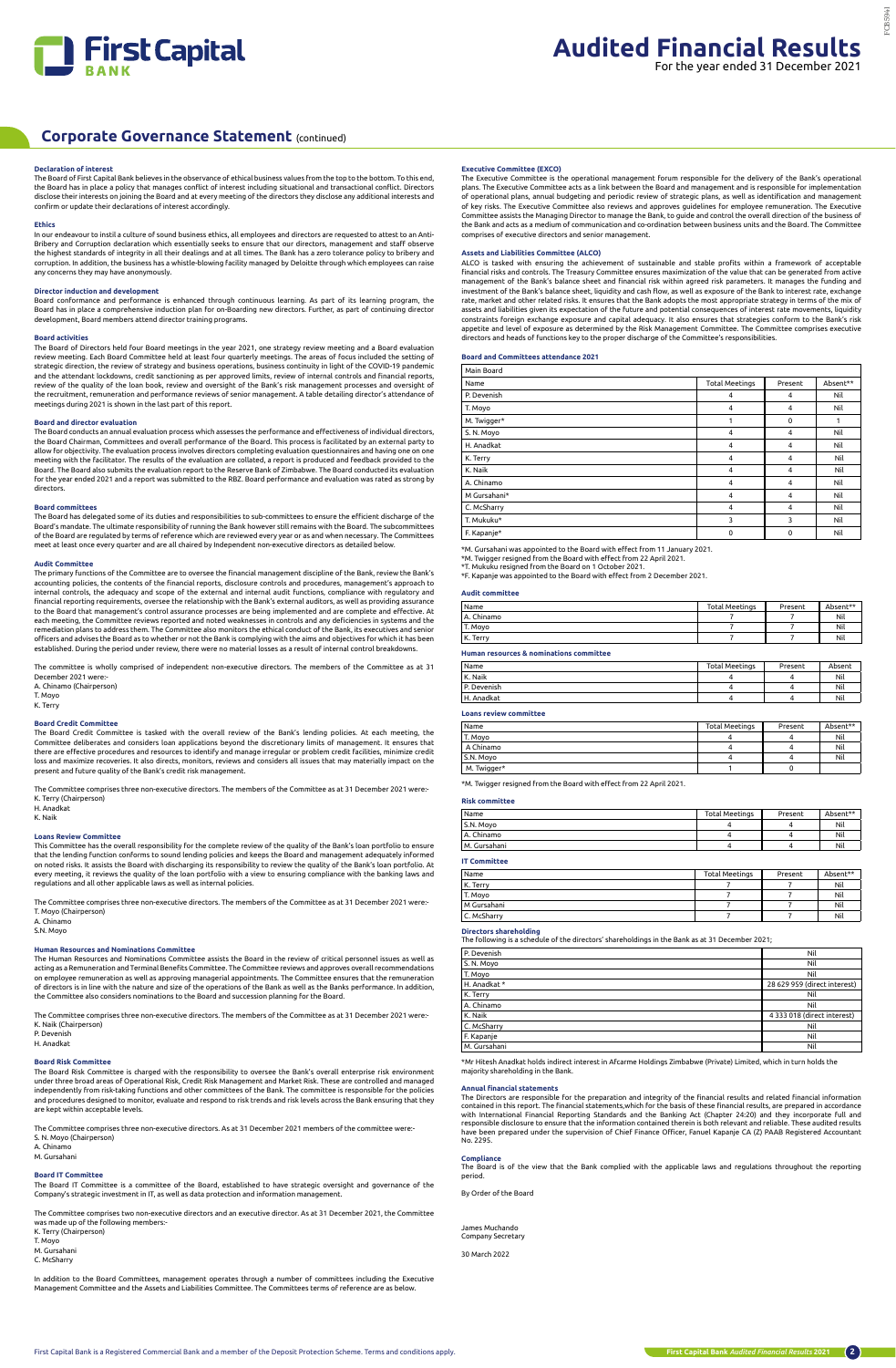# Audited Financial Results

For the year ended 31 December 2021

## Corporate Governance Statement (continued)

### Declaration of interest

The Board of First Capital Bank believes in the observance of ethical business values from the top to the bottom. To this end, the Board has in place a policy that manages conflict of interest including situational and transactional conflict. Directors disclose their interests on joining the Board and at every meeting of the directors they disclose any additional interests and confirm or update their declarations of interest accordingly.

### Ethics

In our endeavour to instil a culture of sound business ethics, all employees and directors are requested to attest to an Anti-Bribery and Corruption declaration which essentially seeks to ensure that our directors, management and staff observe the highest standards of integrity in all their dealings and at all times. The Bank has a zero tolerance policy to bribery and corruption. In addition, the business has a whistle-blowing facility managed by Deloitte through which employees can raise any concerns they may have anonymously.

### Director induction and development

Board conformance and performance is enhanced through continuous learning. As part of its learning program, the Board has in place a comprehensive induction plan for on-Boarding new directors. Further, as part of continuing director development, Board members attend director training programs.

### Board activities

The Board of Directors held four Board meetings in the year 2021, one strategy review meeting and a Board evaluation review meeting. Each Board Committee held at least four quarterly meetings. The areas of focus included the setting of strategic direction, the review of strategy and business operations, business continuity in light of the COVID-19 pandemic and the attendant lockdowns, credit sanctioning as per approved limits, review of internal controls and financial reports, review of the quality of the loan book, review and oversight of the Bank's risk management processes and oversight of the recruitment, remuneration and performance reviews of senior management. A table detailing director's attendance of meetings during 2021 is shown in the last part of this report.

### Board and director evaluation

The Board conducts an annual evaluation process which assesses the performance and effectiveness of individual directors, the Board Chairman, Committees and overall performance of the Board. This process is facilitated by an external party to allow for objectivity. The evaluation process involves directors completing evaluation questionnaires and having one on one meeting with the facilitator. The results of the evaluation are collated, a report is produced and feedback provided to the Board. The Board also submits the evaluation report to the Reserve Bank of Zimbabwe. The Board conducted its evaluation for the year ended 2021 and a report was submitted to the RBZ. Board performance and evaluation was rated as strong by directors.

### Board committees

The Board has delegated some of its duties and responsibilities to sub-committees to ensure the efficient discharge of the Board's mandate. The ultimate responsibility of running the Bank however still remains with the Board. The subcommittees of the Board are regulated by terms of reference which are reviewed every year or as and when necessary. The Committees meet at least once every quarter and are all chaired by Independent non-executive directors as detailed below.

### Audit Committee

The primary functions of the Committee are to oversee the financial management discipline of the Bank, review the Bank's accounting policies, the contents of the financial reports, disclosure controls and procedures, management's approach to internal controls, the adequacy and scope of the external and internal audit functions, compliance with regulatory and financial reporting requirements, oversee the relationship with the Bank's external auditors, as well as providing assurance to the Board that management's control assurance processes are being implemented and are complete and effective. At each meeting, the Committee reviews reported and noted weaknesses in controls and any deficiencies in systems and the remediation plans to address them. The Committee also monitors the ethical conduct of the Bank, its executives and senior officers and advises the Board as to whether or not the Bank is complying with the aims and objectives for which it has been established. During the period under review, there were no material losses as a result of internal control breakdowns.

The committee is wholly comprised of independent non-executive directors. The members of the Committee as at 31 December 2021 were:-

A. Chinamo (Chairperson)
T. Moyo
K. Terry

### Board Credit Committee

The Board Credit Committee is tasked with the overall review of the Bank's lending policies. At each meeting, the Committee deliberates and considers loan applications beyond the discretionary limits of management. It ensures that there are effective procedures and resources to identify and manage irregular or problem credit facilities, minimize credit loss and maximize recoveries. It also directs, monitors, reviews and considers all issues that may materially impact on the present and future quality of the Bank's credit risk management.

The Committee comprises three non-executive directors. The members of the Committee as at 31 December 2021 were:-

K. Terry (Chairperson)
H. Anadkat
K. Naik

### Loans Review Committee

This Committee has the overall responsibility for the complete review of the quality of the Bank's loan portfolio to ensure that the lending function conforms to sound lending policies and keeps the Board and management adequately informed on noted risks. It assists the Board with discharging its responsibility to review the quality of the Bank's loan portfolio. At every meeting, it reviews the quality of the loan portfolio with a view to ensuring compliance with the banking laws and regulations and all other applicable laws as well as internal policies.

The Committee comprises three non-executive directors. The members of the Committee as at 31 December 2021 were:-

T. Moyo (Chairperson)
A. Chinamo
S.N. Moyo

### Human Resources and Nominations Committee

The Human Resources and Nominations Committee assists the Board in the review of critical personnel issues as well as acting as a Remuneration and Terminal Benefits Committee. The Committee reviews and approves overall recommendations on employee remuneration as well as approving managerial appointments. The Committee ensures that the remuneration of directors is in line with the nature and size of the operations of the Bank as well as the Banks performance. In addition, the Committee also considers nominations to the Board and succession planning for the Board.

The Committee comprises three non-executive directors. The members of the Committee as at 31 December 2021 were:-

K. Naik (Chairperson)
P. Devenish
H. Anadkat

### Board Risk Committee

The Board Risk Committee is charged with the responsibility to oversee the Bank's overall enterprise risk environment under three broad areas of Operational Risk, Credit Risk Management and Market Risk. These are controlled and managed independently from risk-taking functions and other committees of the Bank. The committee is responsible for the policies and procedures designed to monitor, evaluate and respond to risk trends and risk levels across the Bank ensuring that they are kept within acceptable levels.

The Committee comprises three non-executive directors. As at 31 December 2021 members of the committee were:-

S. N. Moyo (Chairperson)
A. Chinamo
M. Gursahani

### Board IT Committee

The Board IT Committee is a committee of the Board, established to have strategic oversight and governance of the Company's strategic investment in IT, as well as data protection and information management.

The Committee comprises two non-executive directors and an executive director. As at 31 December 2021, the Committee was made up of the following members:-

K. Terry (Chairperson)
T. Moyo
M. Gursahani
C. McSharry

In addition to the Board Committees, management operates through a number of committees including the Executive Management Committee and the Assets and Liabilities Committee. The Committees terms of reference are as below.

### Executive Committee (EXCO)

The Executive Committee is the operational management forum responsible for the delivery of the Bank's operational plans. The Executive Committee acts as a link between the Board and management and is responsible for implementation of operational plans, annual budgeting and periodic review of strategic plans, as well as identification and management of key risks. The Executive Committee also reviews and approves guidelines for employee remuneration. The Executive Committee assists the Managing Director to manage the Bank, to guide and control the overall direction of the business of the Bank and acts as a medium of communication and co-ordination between business units and the Board. The Committee comprises of executive directors and senior management.

### Assets and Liabilities Committee (ALCO)

ALCO is tasked with ensuring the achievement of sustainable and stable profits within a framework of acceptable financial risks and controls. The Treasury Committee ensures maximization of the value that can be generated from active management of the Bank's balance sheet and financial risk within agreed risk parameters. It manages the funding and investment of the Bank's balance sheet, liquidity and cash flow, as well as exposure of the Bank to interest rate, exchange rate, market and other related risks. It ensures that the Bank adopts the most appropriate strategy in terms of the mix of assets and liabilities given its expectation of the future and potential consequences of interest rate movements, liquidity constraints foreign exchange exposure and capital adequacy. It also ensures that strategies conform to the Bank's risk appetite and level of exposure as determined by the Risk Management Committee. The Committee comprises executive directors and heads of functions key to the proper discharge of the Committee's responsibilities.

### Board and Committees attendance 2021

**Main Board**

| Name | Total Meetings | Present | Absent** |
|---|---|---|---|
| P. Devenish | 4 | 4 | Nil |
| T. Moyo | 4 | 4 | Nil |
| M. Twigger* | 1 | 0 | 1 |
| S. N. Moyo | 4 | 4 | Nil |
| H. Anadkat | 4 | 4 | Nil |
| K. Terry | 4 | 4 | Nil |
| K. Naik | 4 | 4 | Nil |
| A. Chinamo | 4 | 4 | Nil |
| M Gursahani* | 4 | 4 | Nil |
| C. McSharry | 4 | 4 | Nil |
| T. Mukuku* | 3 | 3 | Nil |
| F. Kapanje* | 0 | 0 | Nil |

*M. Gursahani was appointed to the Board with effect from 11 January 2021.
*M. Twigger resigned from the Board with effect from 22 April 2021.
*T. Mukuku resigned from the Board on 1 October 2021.
*F. Kapanje was appointed to the Board with effect from 2 December 2021.

**Audit committee**

| Name | Total Meetings | Present | Absent** |
|---|---|---|---|
| A. Chinamo | 7 | 7 | Nil |
| T. Moyo | 7 | 7 | Nil |
| K. Terry | 7 | 7 | Nil |

**Human resources & nominations committee**

| Name | Total Meetings | Present | Absent |
|---|---|---|---|
| K. Naik | 4 | 4 | Nil |
| P. Devenish | 4 | 4 | Nil |
| H. Anadkat | 4 | 4 | Nil |

**Loans review committee**

| Name | Total Meetings | Present | Absent** |
|---|---|---|---|
| T. Moyo | 4 | 4 | Nil |
| A Chinamo | 4 | 4 | Nil |
| S.N. Moyo | 4 | 4 | Nil |
| M. Twigger* | 1 | 0 | |

*M. Twigger resigned from the Board with effect from 22 April 2021.

**Risk committee**

| Name | Total Meetings | Present | Absent** |
|---|---|---|---|
| S.N. Moyo | 4 | 4 | Nil |
| A. Chinamo | 4 | 4 | Nil |
| M. Gursahani | 4 | 4 | Nil |

**IT Committee**

| Name | Total Meetings | Present | Absent** |
|---|---|---|---|
| K. Terry | 7 | 7 | Nil |
| T. Moyo | 7 | 7 | Nil |
| M Gursahani | 7 | 7 | Nil |
| C. McSharry | 7 | 7 | Nil |

### Directors shareholding

The following is a schedule of the directors' shareholdings in the Bank as at 31 December 2021;

| Name | Shareholding |
|---|---|
| P. Devenish | Nil |
| S. N. Moyo | Nil |
| T. Moyo | Nil |
| H. Anadkat * | 28 629 959 (direct interest) |
| K. Terry | Nil |
| A. Chinamo | Nil |
| K. Naik | 4 333 018 (direct interest) |
| C. McSharry | Nil |
| F. Kapanje | Nil |
| M. Gursahani | Nil |

*Mr Hitesh Anadkat holds indirect interest in Afcarme Holdings Zimbabwe (Private) Limited, which in turn holds the majority shareholding in the Bank.

### Annual financial statements

The Directors are responsible for the preparation and integrity of the financial results and related financial information contained in this report. The financial statements,which for the basis of these financial results, are prepared in accordance with International Financial Reporting Standards and the Banking Act (Chapter 24:20) and they incorporate full and responsible disclosure to ensure that the information contained therein is both relevant and reliable. These audited results have been prepared under the supervision of Chief Finance Officer, Fanuel Kapanje CA (Z) PAAB Registered Accountant No. 2295.

### Compliance

The Board is of the view that the Bank complied with the applicable laws and regulations throughout the reporting period.

By Order of the Board

James Muchando
Company Secretary

30 March 2022

First Capital Bank is a Registered Commercial Bank and a member of the Deposit Protection Scheme. Terms and conditions apply.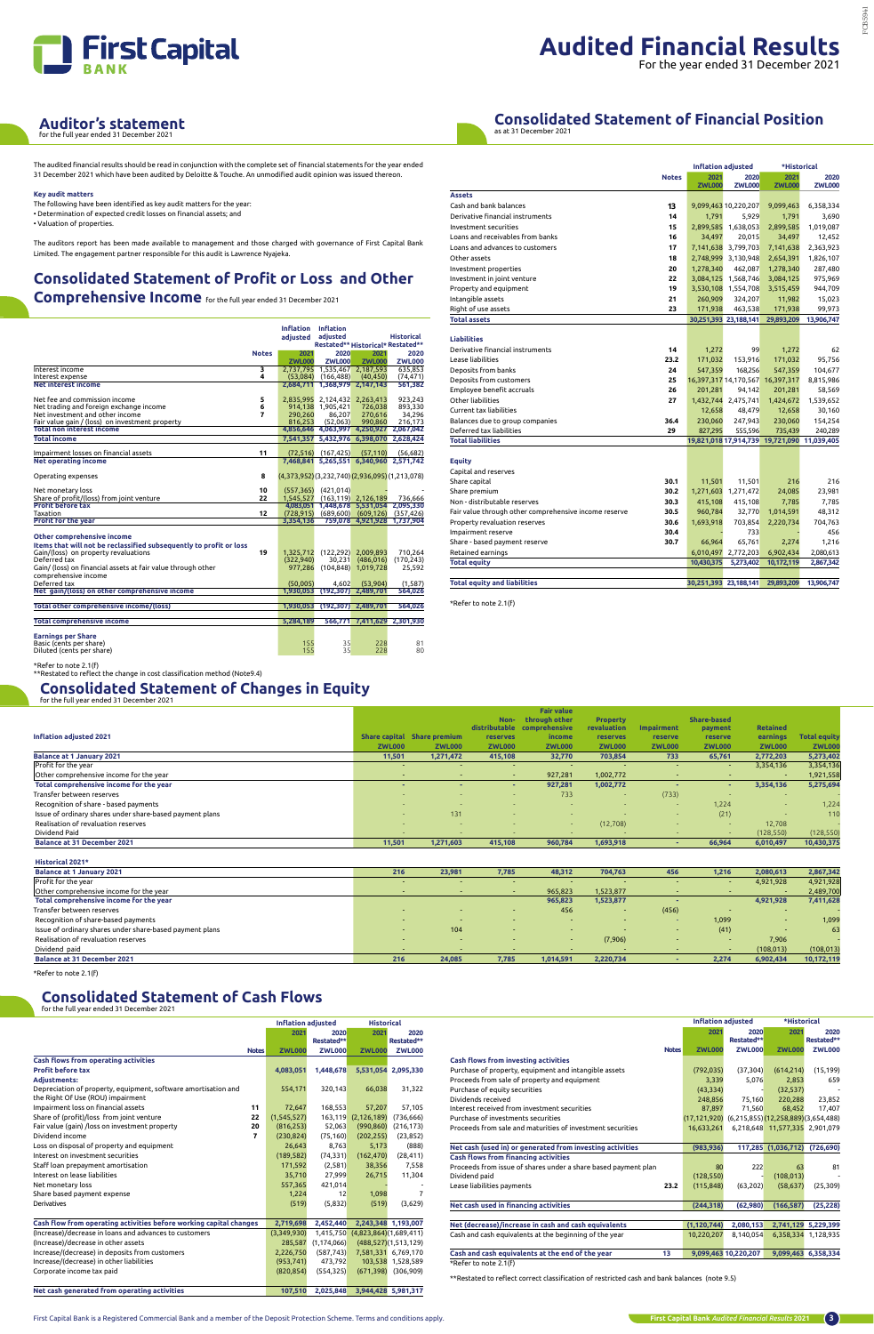# First Capital BANK

# Audited Financial Results

For the year ended 31 December 2021

## Auditor's statement

for the full year ended 31 December 2021

The audited financial results should be read in conjunction with the complete set of financial statements for the year ended 31 December 2021 which have been audited by Deloitte & Touche. An unmodified audit opinion was issued thereon.

**Key audit matters**

The following have been identified as key audit matters for the year:

- Determination of expected credit losses on financial assets; and
- Valuation of properties.

The auditors report has been made available to management and those charged with governance of First Capital Bank Limited. The engagement partner responsible for this audit is Lawrence Nyajeka.

## Consolidated Statement of Profit or Loss and Other Comprehensive Income

for the full year ended 31 December 2021

| | Notes | Inflation adjusted 2021 ZWL000 | Inflation adjusted Restated** 2020 ZWL000 | Historical* 2021 ZWL000 | Historical Restated** 2020 ZWL000 |
|---|---|---|---|---|---|
| Interest income | 3 | 2,737,795 | 1,535,467 | 2,187,593 | 635,853 |
| Interest expense | 4 | (53,084) | (166,488) | (40,450) | (74,471) |
| **Net interest income** | | **2,684,711** | **1,368,979** | **2,147,143** | **561,382** |
| Net fee and commission income | 5 | 2,835,995 | 2,124,432 | 2,263,413 | 923,243 |
| Net trading and foreign exchange income | 6 | 914,138 | 1,905,421 | 726,038 | 893,330 |
| Net investment and other income | 7 | 290,260 | 86,207 | 270,616 | 34,296 |
| Fair value gain / (loss) on investment property | | 816,253 | (52,063) | 990,860 | 216,173 |
| **Total non interest income** | | **4,856,646** | **4,063,997** | **4,250,927** | **2,067,042** |
| **Total income** | | **7,541,357** | **5,432,976** | **6,398,070** | **2,628,424** |
| Impairment losses on financial assets | 11 | (72,516) | (167,425) | (57,110) | (56,682) |
| **Net operating income** | | **7,468,841** | **5,265,551** | **6,340,960** | **2,571,742** |
| Operating expenses | 8 | (4,373,952) | (3,232,740) | (2,936,095) | (1,213,078) |
| Net monetary loss | 10 | (557,365) | (421,014) | - | - |
| Share of profit/(loss) from joint venture | 22 | 1,545,527 | (163,119) | 2,126,189 | 736,666 |
| **Profit before tax** | | **4,083,051** | **1,448,678** | **5,531,054** | **2,095,330** |
| Taxation | 12 | (728,915) | (689,600) | (609,126) | (357,426) |
| **Profit for the year** | | **3,354,136** | **759,078** | **4,921,928** | **1,737,904** |
| **Other comprehensive income** | | | | | |
| **Items that will not be reclassified subsequently to profit or loss** | | | | | |
| Gain/(loss) on property revaluations | 19 | 1,325,712 | (122,292) | 2,009,893 | 710,264 |
| Deferred tax | | (322,940) | 30,231 | (486,016) | (170,243) |
| Gain/ (loss) on financial assets at fair value through other comprehensive income | | 977,286 | (104,848) | 1,019,728 | 25,592 |
| Deferred tax | | (50,005) | 4,602 | (53,904) | (1,587) |
| **Net gain/(loss) on other comprehensive income** | | **1,930,053** | **(192,307)** | **2,489,701** | **564,026** |
| **Total other comprehensive income/(loss)** | | **1,930,053** | **(192,307)** | **2,489,701** | **564,026** |
| **Total comprehensive income** | | **5,284,189** | **566,771** | **7,411,629** | **2,301,930** |
| **Earnings per Share** | | | | | |
| Basic (cents per share) | | 155 | 35 | 228 | 81 |
| Diluted (cents per share) | | 155 | 35 | 228 | 80 |

*Refer to note 2.1(f)

**Restated to reflect the change in cost classification method (Note9.4)

## Consolidated Statement of Financial Position

as at 31 December 2021

| | Notes | Inflation adjusted 2021 ZWL000 | Inflation adjusted 2020 ZWL000 | *Historical 2021 ZWL000 | *Historical 2020 ZWL000 |
|---|---|---|---|---|---|
| **Assets** | | | | | |
| Cash and bank balances | 13 | 9,099,463 | 10,220,207 | 9,099,463 | 6,358,334 |
| Derivative financial instruments | 14 | 1,791 | 5,929 | 1,791 | 3,690 |
| Investment securities | 15 | 2,899,585 | 1,638,053 | 2,899,585 | 1,019,087 |
| Loans and receivables from banks | 16 | 34,497 | 20,015 | 34,497 | 12,452 |
| Loans and advances to customers | 17 | 7,141,638 | 3,799,703 | 7,141,638 | 2,363,923 |
| Other assets | 18 | 2,748,999 | 3,130,948 | 2,654,391 | 1,826,107 |
| Investment properties | 20 | 1,278,340 | 462,087 | 1,278,340 | 287,480 |
| Investment in joint venture | 22 | 3,084,125 | 1,568,746 | 3,084,125 | 975,969 |
| Property and equipment | 19 | 3,530,108 | 1,554,708 | 3,515,459 | 944,709 |
| Intangible assets | 21 | 260,909 | 324,207 | 11,982 | 15,023 |
| Right of use assets | 23 | 171,938 | 463,538 | 171,938 | 99,973 |
| **Total assets** | | **30,251,393** | **23,188,141** | **29,893,209** | **13,906,747** |
| **Liabilities** | | | | | |
| Derivative financial instruments | 14 | 1,272 | 99 | 1,272 | 62 |
| Lease liabilities | 23.2 | 171,032 | 153,916 | 171,032 | 95,756 |
| Deposits from banks | 24 | 547,359 | 168,256 | 547,359 | 104,677 |
| Deposits from customers | 25 | 16,397,317 | 14,170,567 | 16,397,317 | 8,815,986 |
| Employee benefit accruals | 26 | 201,281 | 94,142 | 201,281 | 58,569 |
| Other liabilities | 27 | 1,432,744 | 2,475,741 | 1,424,672 | 1,539,652 |
| Current tax liabilities | | 12,658 | 48,479 | 12,658 | 30,160 |
| Balances due to group companies | 36.4 | 230,060 | 247,943 | 230,060 | 154,254 |
| Deferred tax liabilities | 29 | 827,295 | 555,596 | 735,439 | 240,289 |
| **Total liabilities** | | **19,821,018** | **17,914,739** | **19,721,090** | **11,039,405** |
| **Equity** | | | | | |
| Capital and reserves | | | | | |
| Share capital | 30.1 | 11,501 | 11,501 | 216 | 216 |
| Share premium | 30.2 | 1,271,603 | 1,271,472 | 24,085 | 23,981 |
| Non - distributable reserves | 30.3 | 415,108 | 415,108 | 7,785 | 7,785 |
| Fair value through other comprehensive income reserve | 30.5 | 960,784 | 32,770 | 1,014,591 | 48,312 |
| Property revaluation reserves | 30.6 | 1,693,918 | 703,854 | 2,220,734 | 704,763 |
| Impairment reserve | 30.4 | - | 733 | - | 456 |
| Share - based payment reserve | 30.7 | 66,964 | 65,761 | 2,274 | 1,216 |
| Retained earnings | | 6,010,497 | 2,772,203 | 6,902,434 | 2,080,613 |
| **Total equity** | | **10,430,375** | **5,273,402** | **10,172,119** | **2,867,342** |
| **Total equity and liabilities** | | **30,251,393** | **23,188,141** | **29,893,209** | **13,906,747** |

*Refer to note 2.1(f)

## Consolidated Statement of Changes in Equity

for the full year ended 31 December 2021

| Inflation adjusted 2021 | Share capital ZWL000 | Share premium ZWL000 | Non-distributable reserves ZWL000 | Fair value through other comprehensive income ZWL000 | Property revaluation reserves ZWL000 | Impairment reserve ZWL000 | Share-based payment reserve ZWL000 | Retained earnings ZWL000 | Total equity ZWL000 |
|---|---|---|---|---|---|---|---|---|---|
| **Balance at 1 January 2021** | **11,501** | **1,271,472** | **415,108** | **32,770** | **703,854** | **733** | **65,761** | **2,772,203** | **5,273,402** |
| Profit for the year | - | - | - | - | - | - | - | 3,354,136 | 3,354,136 |
| Other comprehensive income for the year | - | - | - | 927,281 | 1,002,772 | - | - | - | 1,921,558 |
| **Total comprehensive income for the year** | - | - | - | **927,281** | **1,002,772** | - | - | **3,354,136** | **5,275,694** |
| Transfer between reserves | - | - | - | 733 | - | (733) | - | - | - |
| Recognition of share - based payments | - | - | - | - | - | - | 1,224 | - | 1,224 |
| Issue of ordinary shares under share-based payment plans | - | 131 | - | - | - | - | (21) | - | 110 |
| Realisation of revaluation reserves | - | - | - | - | (12,708) | - | - | 12,708 | - |
| Dividend Paid | - | - | - | - | - | - | - | (128,550) | (128,550) |
| **Balance at 31 December 2021** | **11,501** | **1,271,603** | **415,108** | **960,784** | **1,693,918** | - | **66,964** | **6,010,497** | **10,430,375** |
| **Historical 2021*** | | | | | | | | | |
| **Balance at 1 January 2021** | **216** | **23,981** | **7,785** | **48,312** | **704,763** | **456** | **1,216** | **2,080,613** | **2,867,342** |
| Profit for the year | - | - | - | - | - | - | - | 4,921,928 | 4,921,928 |
| Other comprehensive income for the year | - | - | - | 965,823 | 1,523,877 | - | - | - | 2,489,700 |
| **Total comprehensive income for the year** | - | - | - | **965,823** | **1,523,877** | - | - | **4,921,928** | **7,411,628** |
| Transfer between reserves | - | - | - | 456 | - | (456) | - | - | - |
| Recognition of share-based payments | - | - | - | - | - | - | 1,099 | - | 1,099 |
| Issue of ordinary shares under share-based payment plans | - | 104 | - | - | - | - | (41) | - | 63 |
| Realisation of revaluation reserves | - | - | - | - | (7,906) | - | - | 7,906 | - |
| Dividend paid | - | - | - | - | - | - | - | (108,013) | (108,013) |
| **Balance at 31 December 2021** | **216** | **24,085** | **7,785** | **1,014,591** | **2,220,734** | - | **2,274** | **6,902,434** | **10,172,119** |

*Refer to note 2.1(f)

## Consolidated Statement of Cash Flows

for the full year ended 31 December 2021

| | Notes | Inflation adjusted 2021 ZWL000 | Inflation adjusted 2020 Restated** ZWL000 | Historical 2021 ZWL000 | Historical 2020 Restated** ZWL000 |
|---|---|---|---|---|---|
| **Cash flows from operating activities** | | | | | |
| **Profit before tax** | | **4,083,051** | **1,448,678** | **5,531,054** | **2,095,330** |
| **Adjustments:** | | | | | |
| Depreciation of property, equipment, software amortisation and the Right Of Use (ROU) impairment | | 554,171 | 320,143 | 66,038 | 31,322 |
| Impairment loss on financial assets | 11 | 72,647 | 168,553 | 57,207 | 57,105 |
| Share of (profit)/loss from joint venture | 22 | (1,545,527) | 163,119 | (2,126,189) | (736,666) |
| Fair value (gain) /loss on investment property | 20 | (816,253) | 52,063 | (990,860) | (216,173) |
| Dividend income | 7 | (230,824) | (75,160) | (202,255) | (23,852) |
| Loss on disposal of property and equipment | | 26,643 | 8,763 | 5,173 | (888) |
| Interest on investment securities | | (189,582) | (74,331) | (162,470) | (28,411) |
| Staff loan prepayment amortisation | | 171,592 | (2,581) | 38,356 | 7,558 |
| Interest on lease liabilities | | 35,710 | 27,999 | 26,715 | 11,304 |
| Net monetary loss | | 557,365 | 421,014 | - | - |
| Share based payment expense | | 1,224 | 12 | 1,098 | 7 |
| Derivatives | | (519) | (5,832) | (519) | (3,629) |
| **Cash flow from operating activities before working capital changes** | | **2,719,698** | **2,452,440** | **2,243,348** | **1,193,007** |
| (Increase)/decrease in loans and advances to customers | | (3,349,930) | 1,415,750 | (4,823,864) | (1,689,411) |
| (Increase)/decrease in other assets | | 285,587 | (1,174,066) | (488,527) | (1,513,129) |
| Increase/(decrease) in deposits from customers | | 2,226,750 | (587,743) | 7,581,331 | 6,769,170 |
| Increase/(decrease) in other liabilities | | (953,741) | 473,792 | 103,538 | 1,528,589 |
| Corporate income tax paid | | (820,854) | (554,325) | (671,398) | (306,909) |
| **Net cash generated from operating activities** | | **107,510** | **2,025,848** | **3,944,428** | **5,981,317** |
| **Cash flows from investing activities** | | | | | |
| Purchase of property, equipment and intangible assets | | (792,035) | (37,304) | (614,214) | (15,199) |
| Proceeds from sale of property and equipment | | 3,339 | 5,076 | 2,853 | 659 |
| Purchase of equity securities | | (43,334) | - | (32,537) | - |
| Dividends received | | 248,856 | 75,160 | 220,288 | 23,852 |
| Interest received from investment securities | | 87,897 | 71,560 | 68,452 | 17,407 |
| Purchase of investments securities | | (17,121,920) | (6,215,855) | (12,258,889) | (3,654,488) |
| Proceeds from sale and maturities of investment securities | | 16,633,261 | 6,218,648 | 11,577,335 | 2,901,079 |
| **Net cash (used in) or generated from investing activities** | | **(983,936)** | **117,285** | **(1,036,712)** | **(726,690)** |
| **Cash flows from financing activities** | | | | | |
| Proceeds from issue of shares under a share based payment plan | | 80 | 222 | 63 | 81 |
| Dividend paid | | (128,550) | - | (108,013) | - |
| Lease liabilities payments | 23.2 | (115,848) | (63,202) | (58,637) | (25,309) |
| **Net cash used in financing activities** | | **(244,318)** | **(62,980)** | **(166,587)** | **(25,228)** |
| **Net (decrease)/increase in cash and cash equivalents** | | **(1,120,744)** | **2,080,153** | **2,741,129** | **5,229,399** |
| Cash and cash equivalents at the beginning of the year | | 10,220,207 | 8,140,054 | 6,358,334 | 1,128,935 |
| **Cash and cash equivalents at the end of the year** | 13 | **9,099,463** | **10,220,207** | **9,099,463** | **6,358,334** |

*Refer to note 2.1(f)

**Restated to reflect correct classification of restricted cash and bank balances (note 9.5)

First Capital Bank is a Registered Commercial Bank and a member of the Deposit Protection Scheme. Terms and conditions apply.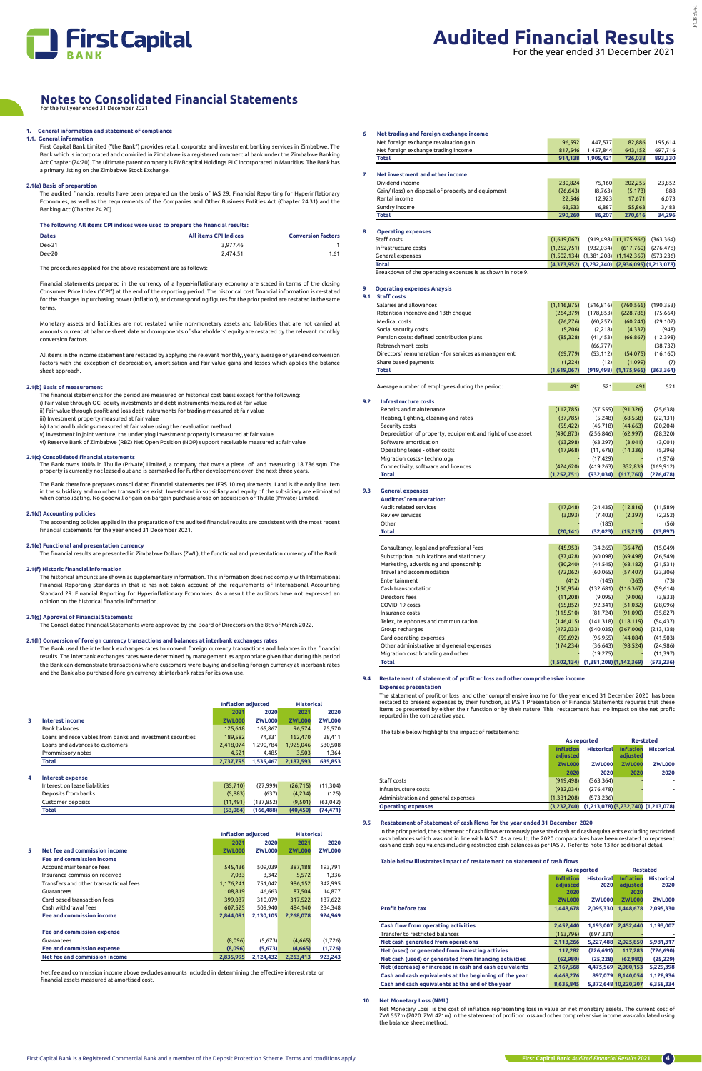# Notes to Consolidated Financial Statements

for the full year ended 31 December 2021

**1. General information and statement of compliance**

**1.1. General information**

First Capital Bank Limited ("the Bank") provides retail, corporate and investment banking services in Zimbabwe. The Bank which is incorporated and domiciled in Zimbabwe is a registered commercial bank under the Zimbabwe Banking Act Chapter (24:20). The ultimate parent company is FMBcapital Holdings PLC incorporated in Mauritius. The Bank has a primary listing on the Zimbabwe Stock Exchange.

**2.1(a) Basis of preparation**

The audited financial results have been prepared on the basis of IAS 29: Financial Reporting for Hyperinflationary Economies, as well as the requirements of the Companies and Other Business Entities Act (Chapter 24:31) and the Banking Act (Chapter 24:20).

**The following All items CPI indices were used to prepare the financial results:**

| Dates | All items CPI Indices | Conversion factors |
|---|---|---|
| Dec-21 | 3,977.46 | 1 |
| Dec-20 | 2,474.51 | 1.61 |

The procedures applied for the above restatement are as follows:

Financial statements prepared in the currency of a hyper-inflationary economy are stated in terms of the closing Consumer Price Index ("CPI") at the end of the reporting period. The historical cost financial information is re-stated for the changes in purchasing power (inflation), and corresponding figures for the prior period are restated in the same terms.

Monetary assets and liabilities are not restated while non-monetary assets and liabilities that are not carried at amounts current at balance sheet date and components of shareholders' equity are restated by the relevant monthly conversion factors.

All items in the income statement are restated by applying the relevant monthly, yearly average or year-end conversion factors with the exception of depreciation, amortisation and fair value gains and losses which applies the balance sheet approach.

**2.1(b) Basis of measurement**

The financial statements for the period are measured on historical cost basis except for the following:
i) Fair value through OCI equity investments and debt instruments measured at fair value
ii) Fair value through profit and loss debt instruments for trading measured at fair value
iii) Investment property measured at fair value
iv) Land and buildings measured at fair value using the revaluation method.
v) Investment in joint venture, the underlying investment property is measured at fair value.
vi) Reserve Bank of Zimbabwe (RBZ) Net Open Position (NOP) support receivable measured at fair value

**2.1(c) Consolidated financial statements**

The Bank owns 100% in Thulile (Private) Limited, a company that owns a piece of land measuring 18 786 sqm. The property is currently not leased out and is earmarked for further development over the next three years.

The Bank therefore prepares consolidated financial statements per IFRS 10 requirements. Land is the only line item in the subsidiary and no other transactions exist. Investment in subsidiary and equity of the subsidiary are eliminated when consolidating. No goodwill or gain on bargain purchase arose on acquisition of Thulile (Private) Limited.

**2.1(d) Accounting policies**

The accounting policies applied in the preparation of the audited financial results are consistent with the most recent financial statements for the year ended 31 December 2021.

**2.1(e) Functional and presentation currency**

The financial results are presented in Zimbabwe Dollars (ZWL), the functional and presentation currency of the Bank.

**2.1(f) Historic financial information**

The historical amounts are shown as supplementary information. This information does not comply with International Financial Reporting Standards in that it has not taken account of the requirements of International Accounting Standard 29: Financial Reporting for Hyperinflationary Economies. As a result the auditors have not expressed an opinion on the historical financial information.

**2.1(g) Approval of Financial Statements**

The Consolidated Financial Statements were approved by the Board of Directors on the 8th of March 2022.

**2.1(h) Conversion of foreign currency transactions and balances at interbank exchanges rates**

The Bank used the interbank exchanges rates to convert foreign currency transactions and balances in the financial results. The interbank exchanges rates were determined by management as appropriate given that during this period the Bank can demonstrate transactions where customers were buying and selling foreign currency at interbank rates and the Bank also purchased foreign currency at interbank rates for its own use.

| | | Inflation adjusted | | Historical | |
|---|---|---|---|---|---|
| | | 2021 | 2020 | 2021 | 2020 |
| **3** | **Interest income** | **ZWL000** | **ZWL000** | **ZWL000** | **ZWL000** |
| | Bank balances | 125,618 | 165,867 | 96,574 | 75,570 |
| | Loans and receivables from banks and investment securities | 189,582 | 74,331 | 162,470 | 28,411 |
| | Loans and advances to customers | 2,418,074 | 1,290,784 | 1,925,046 | 530,508 |
| | Promissory notes | 4,521 | 4,485 | 3,503 | 1,364 |
| | **Total** | **2,737,795** | **1,535,467** | **2,187,593** | **635,853** |
| **4** | **Interest expense** | | | | |
| | Interest on lease liabilities | (35,710) | (27,999) | (26,715) | (11,304) |
| | Deposits from banks | (5,883) | (637) | (4,234) | (125) |
| | Customer deposits | (11,491) | (137,852) | (9,501) | (63,042) |
| | **Total** | **(53,084)** | **(166,488)** | **(40,450)** | **(74,471)** |

| | | Inflation adjusted | | Historical | |
|---|---|---|---|---|---|
| | | 2021 | 2020 | 2021 | 2020 |
| **5** | **Net fee and commission income** | **ZWL000** | **ZWL000** | **ZWL000** | **ZWL000** |
| | **Fee and commission income** | | | | |
| | Account maintenance fees | 545,436 | 509,039 | 387,188 | 193,791 |
| | Insurance commission received | 7,033 | 3,342 | 5,572 | 1,336 |
| | Transfers and other transactional fees | 1,176,241 | 751,042 | 986,152 | 342,995 |
| | Guarantees | 108,819 | 46,663 | 87,504 | 14,877 |
| | Card based transaction fees | 399,037 | 310,079 | 317,522 | 137,622 |
| | Cash withdrawal fees | 607,525 | 509,940 | 484,140 | 234,348 |
| | **Fee and commission income** | **2,844,091** | **2,130,105** | **2,268,078** | **924,969** |
| | **Fee and commission expense** | | | | |
| | Guarantees | (8,096) | (5,673) | (4,665) | (1,726) |
| | **Fee and commission expense** | **(8,096)** | **(5,673)** | **(4,665)** | **(1,726)** |
| | **Net fee and commission income** | **2,835,995** | **2,124,432** | **2,263,413** | **923,243** |

Net fee and commission income above excludes amounts included in determining the effective interest rate on financial assets measured at amortised cost.

| | | | | | |
|---|---|---|---|---|---|
| **6** | **Net trading and foreign exchange income** | | | | |
| | Net foreign exchange revaluation gain | 96,592 | 447,577 | 82,886 | 195,614 |
| | Net foreign exchange trading income | 817,546 | 1,457,844 | 643,152 | 697,716 |
| | **Total** | **914,138** | **1,905,421** | **726,038** | **893,330** |
| **7** | **Net investment and other income** | | | | |
| | Dividend income | 230,824 | 75,160 | 202,255 | 23,852 |
| | Gain/ (loss) on disposal of property and equipment | (26,643) | (8,763) | (5,173) | 888 |
| | Rental income | 22,546 | 12,923 | 17,671 | 6,073 |
| | Sundry income | 63,533 | 6,887 | 55,863 | 3,483 |
| | **Total** | **290,260** | **86,207** | **270,616** | **34,296** |
| **8** | **Operating expenses** | | | | |
| | Staff costs | (1,619,067) | (919,498) | (1,175,966) | (363,364) |
| | Infrastructure costs | (1,252,751) | (932,034) | (617,760) | (276,478) |
| | General expenses | (1,502,134) | (1,381,208) | (1,142,369) | (573,236) |
| | **Total** | **(4,373,952)** | **(3,232,740)** | **(2,936,095)** | **(1,213,078)** |

Breakdown of the operating expenses is as shown in note 9.

**9 Operating expenses Anaysis**

| | | | | | |
|---|---|---|---|---|---|
| **9.1** | **Staff costs** | | | | |
| | Salaries and allowances | (1,116,875) | (516,816) | (760,566) | (190,353) |
| | Retention incentive and 13th cheque | (264,379) | (178,853) | (228,786) | (75,664) |
| | Medical costs | (76,276) | (60,257) | (60,241) | (29,102) |
| | Social security costs | (5,206) | (2,218) | (4,332) | (948) |
| | Pension costs: defined contribution plans | (85,328) | (41,453) | (66,867) | (12,398) |
| | Retrenchment costs | - | (66,777) | - | (38,732) |
| | Directors' remuneration - for services as management | (69,779) | (53,112) | (54,075) | (16,160) |
| | Share based payments | (1,224) | (12) | (1,099) | (7) |
| | **Total** | **(1,619,067)** | **(919,498)** | **(1,175,966)** | **(363,364)** |
| | Average number of employees during the period: | 491 | 521 | 491 | 521 |
| **9.2** | **Infrastructure costs** | | | | |
| | Repairs and maintenance | (112,785) | (57,555) | (91,326) | (25,638) |
| | Heating, lighting, cleaning and rates | (87,785) | (5,248) | (68,558) | (22,131) |
| | Security costs | (55,422) | (46,718) | (44,663) | (20,204) |
| | Depreciation of property, equipment and right of use asset | (490,873) | (256,846) | (62,997) | (28,320) |
| | Software amortisation | (63,298) | (63,297) | (3,041) | (3,001) |
| | Operating lease - other costs | (17,968) | (11, 678) | (14,336) | (5,296) |
| | Migration costs - technology | - | (17,429) | - | (1,976) |
| | Connectivity, software and licences | (424,620) | (419,263) | 332,839 | (169,912) |
| | **Total** | **(1,252,751)** | **(932,034)** | **(617,760)** | **(276,478)** |
| **9.3** | **General expenses** | | | | |
| | **Auditors' remuneration:** | | | | |
| | Audit related services | (17,048) | (24,435) | (12,816) | (11,589) |
| | Review services | (3,093) | (7,403) | (2,397) | (2,252) |
| | Other | - | (185) | - | (56) |
| | **Total** | **(20,141)** | **(32,023)** | **(15,213)** | **(13,897)** |
| | Consultancy, legal and professional fees | (45,953) | (34,265) | (36,476) | (15,049) |
| | Subscription, publications and stationery | (87,428) | (60,098) | (69,498) | (26,549) |
| | Marketing, advertising and sponsorship | (80,240) | (44,545) | (68,182) | (21,531) |
| | Travel and accommodation | (72,062) | (60,065) | (57,407) | (23,306) |
| | Entertainment | (412) | (145) | (365) | (73) |
| | Cash transportation | (150,954) | (132,681) | (116,367) | (59,614) |
| | Directors fees | (11,208) | (9,095) | (9,006) | (3,833) |
| | COVID-19 costs | (65,852) | (92,341) | (51,032) | (28,096) |
| | Insurance costs | (115,510) | (81,724) | (91,090) | (35,827) |
| | Telex, telephones and communication | (146,415) | (141,318) | (118,119) | (54,437) |
| | Group recharges | (472,033) | (540,035) | (367,006) | (213,138) |
| | Cash operating expenses | (59,692) | (96,955) | (44,084) | (41,503) |
| | Other administrative and general expenses | (174,234) | (36,643) | (98,524) | (24,986) |
| | Migration cost branding and other | - | (19,275) | - | (11,397) |
| | **Total** | **(1,502,134)** | **(1,381,208)** | **(1,142,369)** | **(573,236)** |

**9.4 Restatement of statement of profit or loss and other comprehensive income**

**Expenses presentation**

The statement of profit or loss and other comprehensive income for the year ended 31 December 2020 has been restated to present expenses by their function, as IAS 1 Presentation of Financial Statements requires that these items be presented by either their function or by their nature. This restatement has no impact on the net profit reported in the comparative year.

The table below highlights the impact of restatement:

| | As reported | | Re-stated | |
|---|---|---|---|---|
| | Inflation adjusted | Historical | Inflation adjusted | Historical |
| | ZWL000 | ZWL000 | ZWL000 | ZWL000 |
| | 2020 | 2020 | 2020 | 2020 |
| Staff costs | (919,498) | (363,364) | - | - |
| Infrastructure costs | (932,034) | (276,478) | - | - |
| Administration and general expenses | (1,381,208) | (573,236) | - | - |
| **Operating expenses** | **(3,232,740)** | **(1,213,078)** | **(3,232,740)** | **(1,213,078)** |

**9.5 Restatement of statement of cash flows for the year ended 31 December 2020**

In the prior period, the statement of cash flows erroneously presented cash and cash equivalents excluding restricted cash balances which was not in line with IAS 7. As a result, the 2020 comparatives have been restated to represent cash and cash equivalents including restricted cash balances as per IAS 7. Refer to note 13 for additional detail.

**Table below illustrates impact of restatement on statement of cash flows**

| | As reported | | Restated | |
|---|---|---|---|---|
| | Inflation adjusted 2020 | Historical 2020 | Inflation adjusted 2020 | Historical 2020 |
| | ZWL000 | ZWL000 | ZWL000 | ZWL000 |
| **Profit before tax** | **1,448,678** | **2,095,330** | **1,448,678** | **2,095,330** |
| **Cash flow from operating activities** | **2,452,440** | **1,193,007** | **2,452,440** | **1,193,007** |
| Transfer to restricted balances | (163,796) | (697,331) | - | - |
| **Net cash generated from operations** | **2,113,266** | **5,227,488** | **2,025,850** | **5,981,317** |
| **Net (used) or generated from investing activities** | **117,282** | **(726,691)** | **117,283** | **(726,690)** |
| **Net cash (used) or generated from financing activities** | **(62,980)** | **(25,228)** | **(62,980)** | **(25,229)** |
| **Net (decrease) or increase in cash and cash equivalents** | **2,167,568** | **4,475,569** | **2,080,153** | **5,229,398** |
| **Cash and cash equivalents at the beginning of the year** | **6,468,276** | **897,079** | **8,140,054** | **1,128,936** |
| **Cash and cash equivalents at the end of the year** | **8,635,845** | **5,372,648** | **10,220,207** | **6,358,334** |

**10 Net Monetary Loss (NML)**

Net Monetary Loss is the cost of inflation representing loss in value on net monetary assets. The current cost of ZWL557m (2020: ZWL421m) in the statement of profit or loss and other comprehensive income was calculated using the balance sheet method.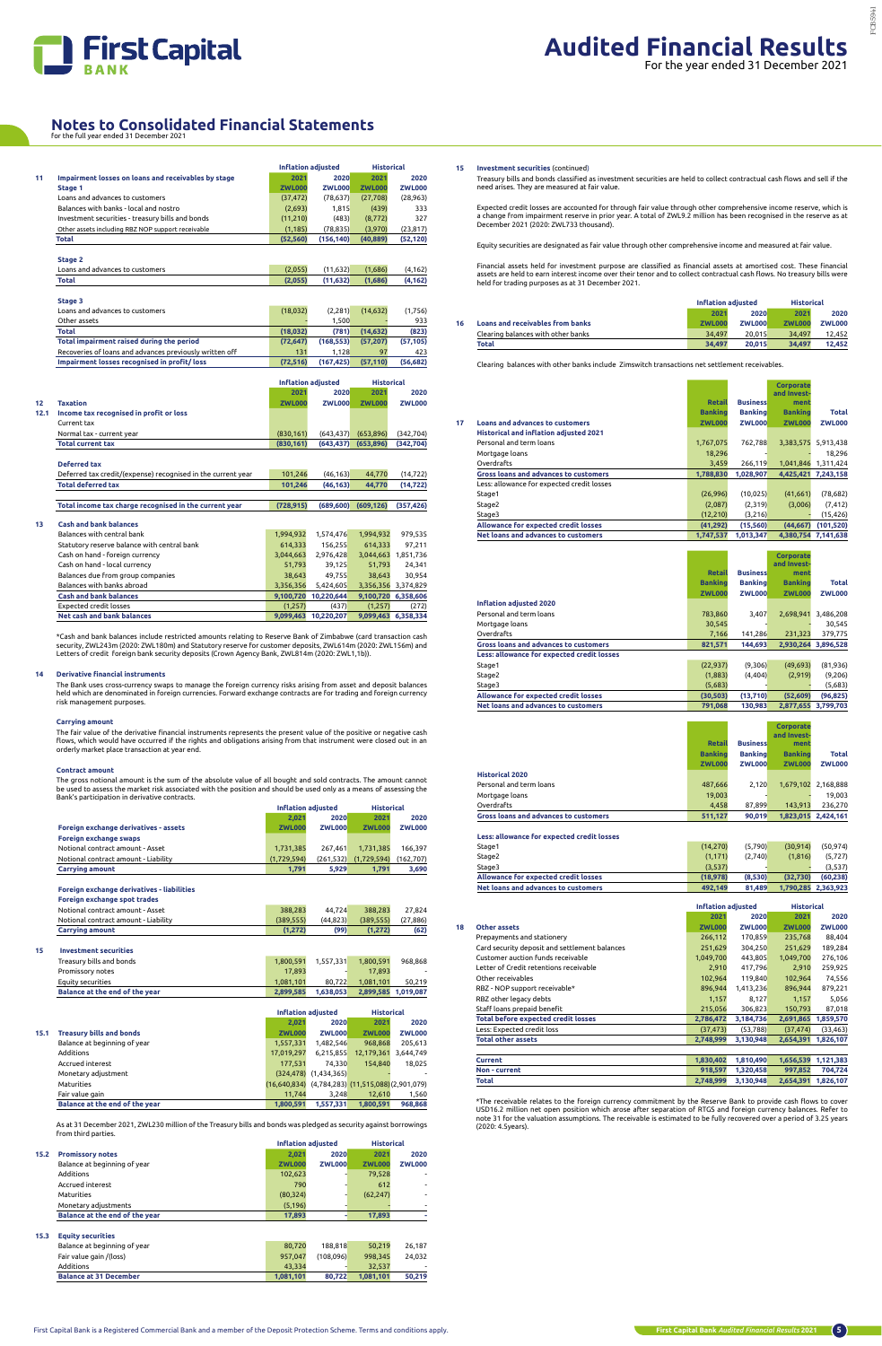# Notes to Consolidated Financial Statements

for the full year ended 31 December 2021

## 11 Impairment losses on loans and receivables by stage

| | Inflation adjusted | | Historical | |
|---|---|---|---|---|
| | 2021 | 2020 | 2021 | 2020 |
| | ZWL000 | ZWL000 | ZWL000 | ZWL000 |
| **Stage 1** | | | | |
| Loans and advances to customers | (37,472) | (78,637) | (27,708) | (28,963) |
| Balances with banks - local and nostro | (2,693) | 1,815 | (439) | 333 |
| Investment securities - treasury bills and bonds | (11,210) | (483) | (8,772) | 327 |
| Other assets including RBZ NOP support receivable | (1,185) | (78,835) | (3,970) | (23,817) |
| **Total** | **(52,560)** | **(156,140)** | **(40,889)** | **(52,120)** |
| **Stage 2** | | | | |
| Loans and advances to customers | (2,055) | (11,632) | (1,686) | (4,162) |
| **Total** | **(2,055)** | **(11,632)** | **(1,686)** | **(4,162)** |
| **Stage 3** | | | | |
| Loans and advances to customers | (18,032) | (2,281) | (14,632) | (1,756) |
| Other assets | - | 1,500 | - | 933 |
| **Total** | **(18,032)** | **(781)** | **(14,632)** | **(823)** |
| **Total impairment raised during the period** | **(72,647)** | **(168,553)** | **(57,207)** | **(57,105)** |
| Recoveries of loans and advances previously written off | 131 | 1,128 | 97 | 423 |
| **Impairment losses recognised in profit/ loss** | **(72,516)** | **(167,425)** | **(57,110)** | **(56,682)** |

## 12 Taxation

### 12.1 Income tax recognised in profit or loss

| | Inflation adjusted | | Historical | |
|---|---|---|---|---|
| | 2021 | 2020 | 2021 | 2020 |
| | ZWL000 | ZWL000 | ZWL000 | ZWL000 |
| Current tax | | | | |
| Normal tax - current year | (830,161) | (643,437) | (653,896) | (342,704) |
| **Total current tax** | **(830,161)** | **(643,437)** | **(653,896)** | **(342,704)** |
| **Deferred tax** | | | | |
| Deferred tax credit/(expense) recognised in the current year | 101,246 | (46,163) | 44,770 | (14,722) |
| **Total deferred tax** | **101,246** | **(46,163)** | **44,770** | **(14,722)** |
| **Total income tax charge recognised in the current year** | **(728,915)** | **(689,600)** | **(609,126)** | **(357,426)** |

## 13 Cash and bank balances

| | Inflation adjusted | | Historical | |
|---|---|---|---|---|
| | 2021 | 2020 | 2021 | 2020 |
| Balances with central bank | 1,994,932 | 1,574,476 | 1,994,932 | 979,535 |
| Statutory reserve balance with central bank | 614,333 | 156,255 | 614,333 | 97,211 |
| Cash on hand - foreign currency | 3,044,663 | 2,976,428 | 3,044,663 | 1,851,736 |
| Cash on hand - local currency | 51,793 | 39,125 | 51,793 | 24,341 |
| Balances due from group companies | 38,643 | 49,755 | 38,643 | 30,954 |
| Balances with banks abroad | 3,356,356 | 5,424,605 | 3,356,356 | 3,374,829 |
| **Cash and bank balances** | **9,100,720** | **10,220,644** | **9,100,720** | **6,358,606** |
| Expected credit losses | (1,257) | (437) | (1,257) | (272) |
| **Net cash and bank balances** | **9,099,463** | **10,220,207** | **9,099,463** | **6,358,334** |

*Cash and bank balances include restricted amounts relating to Reserve Bank of Zimbabwe (card transaction cash security, ZWL243m (2020: ZWL180m) and Statutory reserve for customer deposits, ZWL614m (2020: ZWL156m) and Letters of credit Foreign bank security deposits (Crown Agency Bank, ZWL814m (2020: ZWL1,1b)).

## 14 Derivative financial instruments

The Bank uses cross-currency swaps to manage the foreign currency risks arising from asset and deposit balances held which are denominated in foreign currencies. Forward exchange contracts are for trading and foreign currency risk management purposes.

### Carrying amount

The fair value of the derivative financial instruments represents the present value of the positive or negative cash flows, which would have occurred if the rights and obligations arising from that instrument were closed out in an orderly market place transaction at year end.

### Contract amount

The gross notional amount is the sum of the absolute value of all bought and sold contracts. The amount cannot be used to assess the market risk associated with the position and should be used only as a means of assessing the Bank's participation in derivative contracts.

| | Inflation adjusted | | Historical | |
|---|---|---|---|---|
| | 2,021 | 2020 | 2021 | 2020 |
| **Foreign exchange derivatives - assets** | ZWL000 | ZWL000 | ZWL000 | ZWL000 |
| **Foreign exchange swaps** | | | | |
| Notional contract amount - Asset | 1,731,385 | 267,461 | 1,731,385 | 166,397 |
| Notional contract amount - Liability | (1,729,594) | (261,532) | (1,729,594) | (162,707) |
| **Carrying amount** | **1,791** | **5,929** | **1,791** | **3,690** |
| **Foreign exchange derivatives - liabilities** | | | | |
| **Foreign exchange spot trades** | | | | |
| Notional contract amount - Asset | 388,283 | 44,724 | 388,283 | 27,824 |
| Notional contract amount - Liability | (389,555) | (44,823) | (389,555) | (27,886) |
| **Carrying amount** | **(1,272)** | **(99)** | **(1,272)** | **(62)** |

## 15 Investment securities

| | Inflation adjusted | | Historical | |
|---|---|---|---|---|
| Treasury bills and bonds | 1,800,591 | 1,557,331 | 1,800,591 | 968,868 |
| Promissory notes | 17,893 | - | 17,893 | - |
| Equity securities | 1,081,101 | 80,722 | 1,081,101 | 50,219 |
| **Balance at the end of the year** | **2,899,585** | **1,638,053** | **2,899,585** | **1,019,087** |

### 15.1 Treasury bills and bonds

| | Inflation adjusted | | Historical | |
|---|---|---|---|---|
| | 2,021 | 2020 | 2021 | 2020 |
| | ZWL000 | ZWL000 | ZWL000 | ZWL000 |
| Balance at beginning of year | 1,557,331 | 1,482,546 | 968,868 | 205,613 |
| Additions | 17,019,297 | 6,215,855 | 12,179,361 | 3,644,749 |
| Accrued interest | 177,531 | 74,330 | 154,840 | 18,025 |
| Monetary adjustment | (324,478) | (1,434,365) | - | - |
| Maturities | (16,640,834) | (4,784,283) | (11,515,088) | (2,901,079) |
| Fair value gain | 11,744 | 3,248 | 12,610 | 1,560 |
| **Balance at the end of the year** | **1,800,591** | **1,557,331** | **1,800,591** | **968,868** |

As at 31 December 2021, ZWL230 million of the Treasury bills and bonds was pledged as security against borrowings from third parties.

### 15.2 Promissory notes

| | Inflation adjusted | | Historical | |
|---|---|---|---|---|
| | 2,021 | 2020 | 2021 | 2020 |
| | ZWL000 | ZWL000 | ZWL000 | ZWL000 |
| Balance at beginning of year | - | - | - | - |
| Additions | 102,623 | - | 79,528 | - |
| Accrued interest | 790 | - | 612 | - |
| Maturities | (80,324) | - | (62,247) | - |
| Monetary adjustments | (5,196) | - | - | - |
| **Balance at the end of the year** | **17,893** | **-** | **17,893** | **-** |

### 15.3 Equity securities

| | Inflation adjusted | | Historical | |
|---|---|---|---|---|
| Balance at beginning of year | 80,720 | 188,818 | 50,219 | 26,187 |
| Fair value gain /(loss) | 957,047 | (108,096) | 998,345 | 24,032 |
| Additions | 43,334 | - | 32,537 | - |
| **Balance at 31 December** | **1,081,101** | **80,722** | **1,081,101** | **50,219** |

## 15 Investment securities (continued)

Treasury bills and bonds classified as investment securities are held to collect contractual cash flows and sell if the need arises. They are measured at fair value.

Expected credit losses are accounted for through fair value through other comprehensive income reserve, which is a change from impairment reserve in prior year. A total of ZWL9.2 million has been recognised in the reserve as at December 2021 (2020: ZWL733 thousand).

Equity securities are designated as fair value through other comprehensive income and measured at fair value.

Financial assets held for investment purpose are classified as financial assets at amortised cost. These financial assets are held to earn interest income over their tenor and to collect contractual cash flows. No treasury bills were held for trading purposes as at 31 December 2021.

## 16 Loans and receivables from banks

| | Inflation adjusted | | Historical | |
|---|---|---|---|---|
| | 2021 | 2020 | 2021 | 2020 |
| | ZWL000 | ZWL000 | ZWL000 | ZWL000 |
| Clearing balances with other banks | 34,497 | 20,015 | 34,497 | 12,452 |
| **Total** | **34,497** | **20,015** | **34,497** | **12,452** |

Clearing balances with other banks include Zimswitch transactions net settlement receivables.

## 17 Loans and advances to customers

| Historical and inflation adjusted 2021 | Retail Banking ZWL000 | Business Banking ZWL000 | Corporate and Investment Banking ZWL000 | Total ZWL000 |
|---|---|---|---|---|
| Personal and term loans | 1,767,075 | 762,788 | 3,383,575 | 5,913,438 |
| Mortgage loans | 18,296 | - | - | 18,296 |
| Overdrafts | 3,459 | 266,119 | 1,041,846 | 1,311,424 |
| **Gross loans and advances to customers** | **1,788,830** | **1,028,907** | **4,425,421** | **7,243,158** |
| Less: allowance for expected credit losses | | | | |
| Stage1 | (26,996) | (10,025) | (41,661) | (78,682) |
| Stage2 | (2,087) | (2,319) | (3,006) | (7,412) |
| Stage3 | (12,210) | (3,216) | - | (15,426) |
| **Allowance for expected credit losses** | **(41,292)** | **(15,560)** | **(44,667)** | **(101,520)** |
| **Net loans and advances to customers** | **1,747,537** | **1,013,347** | **4,380,754** | **7,141,638** |

| Inflation adjusted 2020 | Retail Banking ZWL000 | Business Banking ZWL000 | Corporate and Investment Banking ZWL000 | Total ZWL000 |
|---|---|---|---|---|
| Personal and term loans | 783,860 | 3,407 | 2,698,941 | 3,486,208 |
| Mortgage loans | 30,545 | - | - | 30,545 |
| Overdrafts | 7,166 | 141,286 | 231,323 | 379,775 |
| **Gross loans and advances to customers** | **821,571** | **144,693** | **2,930,264** | **3,896,528** |
| **Less: allowance for expected credit losses** | | | | |
| Stage1 | (22,937) | (9,306) | (49,693) | (81,936) |
| Stage2 | (1,883) | (4,404) | (2,919) | (9,206) |
| Stage3 | (5,683) | - | - | (5,683) |
| **Allowance for expected credit losses** | **(30,503)** | **(13,710)** | **(52,609)** | **(96,825)** |
| **Net loans and advances to customers** | **791,068** | **130,983** | **2,877,655** | **3,799,703** |

| Historical 2020 | Retail Banking ZWL000 | Business Banking ZWL000 | Corporate and Investment Banking ZWL000 | Total ZWL000 |
|---|---|---|---|---|
| Personal and term loans | 487,666 | 2,120 | 1,679,102 | 2,168,888 |
| Mortgage loans | 19,003 | - | - | 19,003 |
| Overdrafts | 4,458 | 87,899 | 143,913 | 236,270 |
| **Gross loans and advances to customers** | **511,127** | **90,019** | **1,823,015** | **2,424,161** |
| **Less: allowance for expected credit losses** | | | | |
| Stage1 | (14,270) | (5,790) | (30,914) | (50,974) |
| Stage2 | (1,171) | (2,740) | (1,816) | (5,727) |
| Stage3 | (3,537) | - | - | (3,537) |
| **Allowance for expected credit losses** | **(18,978)** | **(8,530)** | **(32,730)** | **(60,238)** |
| **Net loans and advances to customers** | **492,149** | **81,489** | **1,790,285** | **2,363,923** |

## 18 Other assets

| | Inflation adjusted | | Historical | |
|---|---|---|---|---|
| | 2021 | 2020 | 2021 | 2020 |
| | ZWL000 | ZWL000 | ZWL000 | ZWL000 |
| Prepayments and stationery | 266,112 | 170,859 | 235,768 | 88,404 |
| Card security deposit and settlement balances | 251,629 | 304,250 | 251,629 | 189,284 |
| Customer auction funds receivable | 1,049,700 | 443,805 | 1,049,700 | 276,106 |
| Letter of Credit retentions receivable | 2,910 | 417,796 | 2,910 | 259,925 |
| Other receivables | 102,964 | 119,840 | 102,964 | 74,556 |
| RBZ - NOP support receivable* | 896,944 | 1,413,236 | 896,944 | 879,221 |
| RBZ other legacy debts | 1,157 | 8,127 | 1,157 | 5,056 |
| Staff loans prepaid benefit | 215,056 | 306,823 | 150,793 | 87,018 |
| **Total before expected credit losses** | **2,786,472** | **3,184,736** | **2,691,865** | **1,859,570** |
| Less: Expected credit loss | (37,473) | (53,788) | (37,474) | (33,463) |
| **Total other assets** | **2,748,999** | **3,130,948** | **2,654,391** | **1,826,107** |
| **Current** | **1,830,402** | **1,810,490** | **1,656,539** | **1,121,383** |
| **Non - current** | **918,597** | **1,320,458** | **997,852** | **704,724** |
| **Total** | **2,748,999** | **3,130,948** | **2,654,391** | **1,826,107** |

*The receivable relates to the foreign currency commitment by the Reserve Bank to provide cash flows to cover USD16.2 million net open position which arose after separation of RTGS and foreign currency balances. Refer to note 31 for the valuation assumptions. The receivable is estimated to be fully recovered over a period of 3.25 years (2020: 4.5years).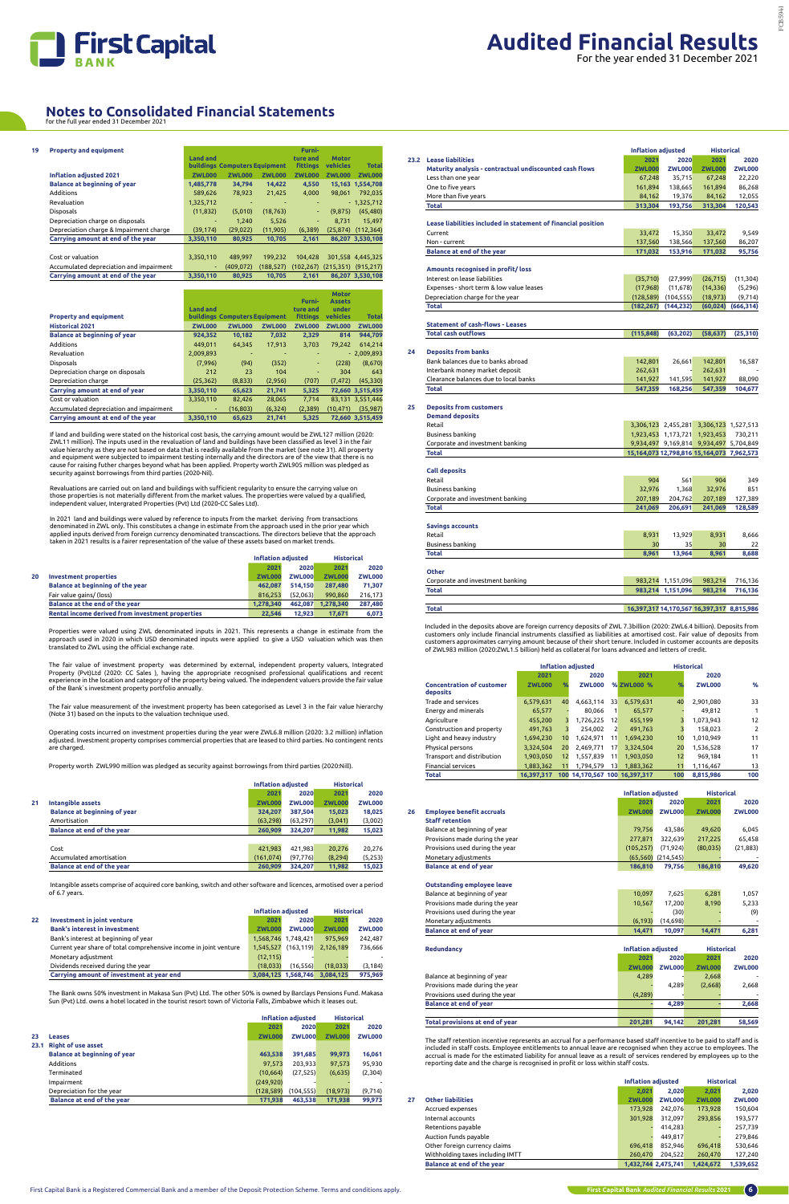# Audited Financial Results
For the year ended 31 December 2021

## Notes to Consolidated Financial Statements
for the full year ended 31 December 2021

### 19 Property and equipment

| Inflation adjusted 2021 | Land and buildings | Computers | Equipment | Furniture and fittings | Motor vehicles | Total |
|---|---|---|---|---|---|---|
| | ZWL000 | ZWL000 | ZWL000 | ZWL000 | ZWL000 | ZWL000 |
| **Balance at beginning of year** | **1,485,778** | **34,794** | **14,422** | **4,550** | **15,163** | **1,554,708** |
| Additions | 589,626 | 78,923 | 21,425 | 4,000 | 98,061 | 792,035 |
| Revaluation | 1,325,712 | - | - | - | - | 1,325,712 |
| Disposals | (11,832) | (5,010) | (18,763) | - | (9,875) | (45,480) |
| Depreciation charge on disposals | - | 1,240 | 5,526 | - | 8,731 | 15,497 |
| Depreciation charge & Impairment charge | (39,174) | (29,022) | (11,905) | (6,389) | (25,874) | (112,364) |
| **Carrying amount at end of the year** | **3,350,110** | **80,925** | **10,705** | **2,161** | **86,207** | **3,530,108** |
| | | | | | | |
| Cost or valuation | 3,350,110 | 489,997 | 199,232 | 104,428 | 301,558 | 4,445,325 |
| Accumulated depreciation and impairment | - | (409,072) | (188,527) | (102,267) | (215,351) | (915,217) |
| **Carrying amount at end of the year** | **3,350,110** | **80,925** | **10,705** | **2,161** | **86,207** | **3,530,108** |

| Property and equipment Historical 2021 | Land and buildings | Computers | Equipment | Furniture and fittings | Motor Assets under vehicles | Total |
|---|---|---|---|---|---|---|
| | ZWL000 | ZWL000 | ZWL000 | ZWL000 | ZWL000 | ZWL000 |
| **Balance at beginning of year** | **924,352** | **10,182** | **7,032** | **2,329** | **814** | **944,709** |
| Additions | 449,011 | 64,345 | 17,913 | 3,703 | 79,242 | 614,214 |
| Revaluation | 2,009,893 | - | - | - | - | 2,009,893 |
| Disposals | (7,996) | (94) | (352) | - | (228) | (8,670) |
| Depreciation charge on disposals | 212 | 23 | 104 | - | 304 | 643 |
| Depreciation charge | (25,362) | (8,833) | (2,956) | (707) | (7,472) | (45,330) |
| **Carrying amount at end of year** | **3,350,110** | **65,623** | **21,741** | **5,325** | **72,660** | **3,515,459** |
| Cost or valuation | 3,350,110 | 82,426 | 28,065 | 7,714 | 83,131 | 3,551,446 |
| Accumulated depreciation and impairment | - | (16,803) | (6,324) | (2,389) | (10,471) | (35,987) |
| **Carrying amount at end of the year** | **3,350,110** | **65,623** | **21,741** | **5,325** | **72,660** | **3,515,459** |

If land and building were stated on the historical cost basis, the carrying amount would be ZWL127 million (2020: ZWL11 million). The inputs used in the revaluation of land and buildings have been classified as level 3 in the fair value hierarchy as they are not based on data that is readily available from the market (see note 31). All property and equipment were subjected to impairment testing internally and the directors are of the view that there is no cause for raising futher charges beyond what has been applied. Property worth ZWL905 million was pledged as security against borrowings from third parties (2020-Nil).

Revaluations are carried out on land and buildings with sufficient regularity to ensure the carrying value on those properties is not materially different from the market values. The properties were valued by a qualified, independent valuer, Intergrated Properties (Pvt) Ltd (2020-CC Sales Ltd).

In 2021 land and buildings were valued by reference to inputs from the market deriving from transactions denominated in ZWL only. This constitutes a change in estimate from the approach used in the prior year which applied inputs derived from foreign currency denominated transactions. The directors believe that the approach taken in 2021 results is a fairer representation of the value of these assets based on market trends.

### 20 Investment properties

| | Inflation adjusted 2021 | Inflation adjusted 2020 | Historical 2021 | Historical 2020 |
|---|---|---|---|---|
| | ZWL000 | ZWL000 | ZWL000 | ZWL000 |
| **Balance at beginning of the year** | **462,087** | **514,150** | **287,480** | **71,307** |
| Fair value gains/ (loss) | 816,253 | (52,063) | 990,860 | 216,173 |
| **Balance at the end of the year** | **1,278,340** | **462,087** | **1,278,340** | **287,480** |
| **Rental income derived from investment properties** | **22,546** | **12,923** | **17,671** | **6,073** |

Properties were valued using ZWL denominated inputs in 2021. This represents a change in estimate from the approach used in 2020 in which USD denominated inputs were applied to give a USD valuation which was then translated to ZWL using the official exchange rate.

The fair value of investment property was determined by external, independent property valuers, Integrated Property (Pvt)Ltd (2020: CC Sales ), having the appropriate recognised professional qualifications and recent experience in the location and category of the property being valued. The independent valuers provide the fair value of the Bank`s investment property portfolio annually.

The fair value measurement of the investment property has been categorised as Level 3 in the fair value hierarchy (Note 31) based on the inputs to the valuation technique used.

Operating costs incurred on investment properties during the year were ZWL6.8 million (2020: 3.2 million) inflation adjusted. Investment property comprises commercial properties that are leased to third parties. No contingent rents are charged.

Property worth ZWL990 million was pledged as security against borrowings from third parties (2020:Nill).

### 21 Intangible assets

| | Inflation adjusted 2021 | Inflation adjusted 2020 | Historical 2021 | Historical 2020 |
|---|---|---|---|---|
| | ZWL000 | ZWL000 | ZWL000 | ZWL000 |
| **Balance at beginning of year** | **324,207** | **387,504** | **15,023** | **18,025** |
| Amortisation | (63,298) | (63,297) | (3,041) | (3,002) |
| **Balance at end of the year** | **260,909** | **324,207** | **11,982** | **15,023** |
| | | | | |
| Cost | 421,983 | 421,983 | 20,276 | 20,276 |
| Accumulated amortisation | (161,074) | (97,776) | (8,294) | (5,253) |
| **Balance at end of the year** | **260,909** | **324,207** | **11,982** | **15,023** |

Intangible assets comprise of acquired core banking, switch and other software and licences, amortised over a period of 6.7 years.

### 22 Investment in joint venture

| Bank's interest in investment | Inflation adjusted 2021 | Inflation adjusted 2020 | Historical 2021 | Historical 2020 |
|---|---|---|---|---|
| | ZWL000 | ZWL000 | ZWL000 | ZWL000 |
| Bank's interest at beginning of year | 1,568,746 | 1,748,421 | 975,969 | 242,487 |
| Current year share of total comprehensive income in joint venture | 1,545,527 | (163,119) | 2,126,189 | 736,666 |
| Monetary adjustment | (12,115) | - | - | - |
| Dividends received during the year | (18,033) | (16,556) | (18,033) | (3,184) |
| **Carrying amount of investment at year end** | **3,084,125** | **1,568,746** | **3,084,125** | **975,969** |

The Bank owns 50% investment in Makasa Sun (Pvt) Ltd. The other 50% is owned by Barclays Pensions Fund. Makasa Sun (Pvt) Ltd. owns a hotel located in the tourist resort town of Victoria Falls, Zimbabwe which it leases out.

### 23 Leases
#### 23.1 Right of use asset

| | Inflation adjusted 2021 | Inflation adjusted 2020 | Historical 2021 | Historical 2020 |
|---|---|---|---|---|
| | ZWL000 | ZWL000 | ZWL000 | ZWL000 |
| **Balance at beginning of year** | **463,538** | **391,685** | **99,973** | **16,061** |
| Additions | 97,573 | 203,933 | 97,573 | 95,930 |
| Terminated | (10,664) | (27,525) | (6,635) | (2,304) |
| Impairment | (249,920) | - | - | - |
| Depreciation for the year | (128,589) | (104,555) | (18,973) | (9,714) |
| **Balance at end of the year** | **171,938** | **463,538** | **171,938** | **99,973** |

#### 23.2 Lease liabilities

| | Inflation adjusted 2021 | Inflation adjusted 2020 | Historical 2021 | Historical 2020 |
|---|---|---|---|---|
| **Maturity analysis - contractual undiscounted cash flows** | **ZWL000** | **ZWL000** | **ZWL000** | **ZWL000** |
| Less than one year | 67,248 | 35,715 | 67,248 | 22,220 |
| One to five years | 161,894 | 138,665 | 161,894 | 86,268 |
| More than five years | 84,162 | 19,376 | 84,162 | 12,055 |
| **Total** | **313,304** | **193,756** | **313,304** | **120,543** |
| | | | | |
| **Lease liabilities included in statement of financial position** | | | | |
| Current | 33,472 | 15,350 | 33,472 | 9,549 |
| Non - current | 137,560 | 138,566 | 137,560 | 86,207 |
| **Balance at end of the year** | **171,032** | **153,916** | **171,032** | **95,756** |
| | | | | |
| **Amounts recognised in profit/ loss** | | | | |
| Interest on lease liabilities | (35,710) | (27,999) | (26,715) | (11,304) |
| Expenses - short term & low value leases | (17,968) | (11,678) | (14,336) | (5,296) |
| Depreciation charge for the year | (128,589) | (104,555) | (18,973) | (9,714) |
| **Total** | **(182,267)** | **(144,232)** | **(60,024)** | **(666,314)** |
| | | | | |
| **Statement of cash-flows - Leases** | | | | |
| **Total cash outflows** | **(115,848)** | **(63,202)** | **(58,637)** | **(25,310)** |

### 24 Deposits from banks

| | Inflation adjusted 2021 | Inflation adjusted 2020 | Historical 2021 | Historical 2020 |
|---|---|---|---|---|
| Bank balances due to banks abroad | 142,801 | 26,661 | 142,801 | 16,587 |
| Interbank money market deposit | 262,631 | - | 262,631 | - |
| Clearance balances due to local banks | 141,927 | 141,595 | 141,927 | 88,090 |
| **Total** | **547,359** | **168,256** | **547,359** | **104,677** |

### 25 Deposits from customers

| | Inflation adjusted 2021 | Inflation adjusted 2020 | Historical 2021 | Historical 2020 |
|---|---|---|---|---|
| **Demand deposits** | | | | |
| Retail | 3,306,123 | 2,455,281 | 3,306,123 | 1,527,513 |
| Business banking | 1,923,453 | 1,173,721 | 1,923,453 | 730,211 |
| Corporate and investment banking | 9,934,497 | 9,169,814 | 9,934,497 | 5,704,849 |
| **Total** | **15,164,073** | **12,798,816** | **15,164,073** | **7,962,573** |
| | | | | |
| **Call deposits** | | | | |
| Retail | 904 | 561 | 904 | 349 |
| Business banking | 32,976 | 1,368 | 32,976 | 851 |
| Corporate and investment banking | 207,189 | 204,762 | 207,189 | 127,389 |
| **Total** | **241,069** | **206,691** | **241,069** | **128,589** |
| | | | | |
| **Savings accounts** | | | | |
| Retail | 8,931 | 13,929 | 8,931 | 8,666 |
| Business banking | 30 | 35 | 30 | 22 |
| **Total** | **8,961** | **13,964** | **8,961** | **8,688** |
| | | | | |
| **Other** | | | | |
| Corporate and investment banking | 983,214 | 1,151,096 | 983,214 | 716,136 |
| **Total** | **983,214** | **1,151,096** | **983,214** | **716,136** |
| | | | | |
| **Total** | **16,397,317** | **14,170,567** | **16,397,317** | **8,815,986** |

Included in the deposits above are foreign currency deposits of ZWL 7.3billion (2020:ZWL6.4 billion). Deposits from customers only include financial instruments classified as liabilities at amortised cost. Fair value of deposits from customers approximates carrying amount because of their short tenure. Included in customer accounts are deposits of ZWL983 million (2020:ZWL1.5 billion) held as collateral for loans advanced and letters of credit.

| Concentration of customer deposits | Inflation adjusted 2021 ZWL000 | % | Inflation adjusted 2020 ZWL000 | % | Historical 2021 ZWL000 | % | Historical 2020 ZWL000 | % |
|---|---|---|---|---|---|---|---|---|
| Trade and services | 6,579,631 | 40 | 4,663,114 | 33 | 6,579,631 | 40 | 2,901,080 | 33 |
| Energy and minerals | 65,577 | - | 80,066 | 1 | 65,577 | - | 49,812 | 1 |
| Agriculture | 455,200 | 3 | 1,726,225 | 12 | 455,199 | 3 | 1,073,943 | 12 |
| Construction and property | 491,763 | 3 | 254,002 | 2 | 491,763 | 3 | 158,023 | 2 |
| Light and heavy industry | 1,694,230 | 10 | 1,624,971 | 11 | 1,694,230 | 10 | 1,010,949 | 11 |
| Physical persons | 3,324,504 | 20 | 2,469,771 | 17 | 3,324,504 | 20 | 1,536,528 | 17 |
| Transport and distribution | 1,903,050 | 12 | 1,557,839 | 11 | 1,903,050 | 12 | 969,184 | 11 |
| Financial services | 1,883,362 | 11 | 1,794,579 | 13 | 1,883,362 | 11 | 1,116,467 | 13 |
| **Total** | **16,397,317** | **100** | **14,170,567** | **100** | **16,397,317** | **100** | **8,815,986** | **100** |

### 26 Employee benefit accruals

| | Inflation adjusted 2021 | Inflation adjusted 2020 | Historical 2021 | Historical 2020 |
|---|---|---|---|---|
| | ZWL000 | ZWL000 | ZWL000 | ZWL000 |
| **Staff retention** | | | | |
| Balance at beginning of year | 79,756 | 43,586 | 49,620 | 6,045 |
| Provisions made during the year | 277,871 | 322,639 | 217,225 | 65,458 |
| Provisions used during the year | (105,257) | (71,924) | (80,035) | (21,883) |
| Monetary adjustments | (65,560) | (214,545) | - | - |
| **Balance at end of year** | **186,810** | **79,756** | **186,810** | **49,620** |
| | | | | |
| **Outstanding employee leave** | | | | |
| Balance at beginning of year | 10,097 | 7,625 | 6,281 | 1,057 |
| Provisions made during the year | 10,567 | 17,200 | 8,190 | 5,233 |
| Provisions used during the year | - | (30) | - | (9) |
| Monetary adjustments | (6,193) | (14,698) | - | - |
| **Balance at end of year** | **14,471** | **10,097** | **14,471** | **6,281** |

| Redundancy | Inflation adjusted 2021 | Inflation adjusted 2020 | Historical 2021 | Historical 2020 |
|---|---|---|---|---|
| | ZWL000 | ZWL000 | ZWL000 | ZWL000 |
| Balance at beginning of year | 4,289 | - | 2,668 | - |
| Provisions made during the year | - | 4,289 | (2,668) | 2,668 |
| Provisions used during the year | (4,289) | - | - | - |
| **Balance at end of year** | **-** | **4,289** | **-** | **2,668** |
| | | | | |
| **Total provisions at end of year** | **201,281** | **94,142** | **201,281** | **58,569** |

The staff retention incentive represents an accrual for a performance based staff incentive to be paid to staff and is included in staff costs. Employee entitlements to annual leave are recognised when they accrue to employees. The accrual is made for the estimated liability for annual leave as a result of services rendered by employees up to the reporting date and the charge is recognised in profit or loss within staff costs.

### 27 Other liabilities

| | Inflation adjusted 2,021 | Inflation adjusted 2,020 | Historical 2,021 | Historical 2,020 |
|---|---|---|---|---|
| | ZWL000 | ZWL000 | ZWL000 | ZWL000 |
| Accrued expenses | 173,928 | 242,076 | 173,928 | 150,604 |
| Internal accounts | 301,928 | 312,097 | 293,856 | 193,577 |
| Retentions payable | - | 414,283 | - | 257,739 |
| Auction funds payable | - | 449,817 | - | 279,846 |
| Other foreign currency claims | 696,418 | 852,946 | 696,418 | 530,646 |
| Withholding taxes including IMTT | 260,470 | 204,522 | 260,470 | 127,240 |
| **Balance at end of the year** | **1,432,744** | **2,475,741** | **1,424,672** | **1,539,652** |

First Capital Bank is a Registered Commercial Bank and a member of the Deposit Protection Scheme. Terms and conditions apply.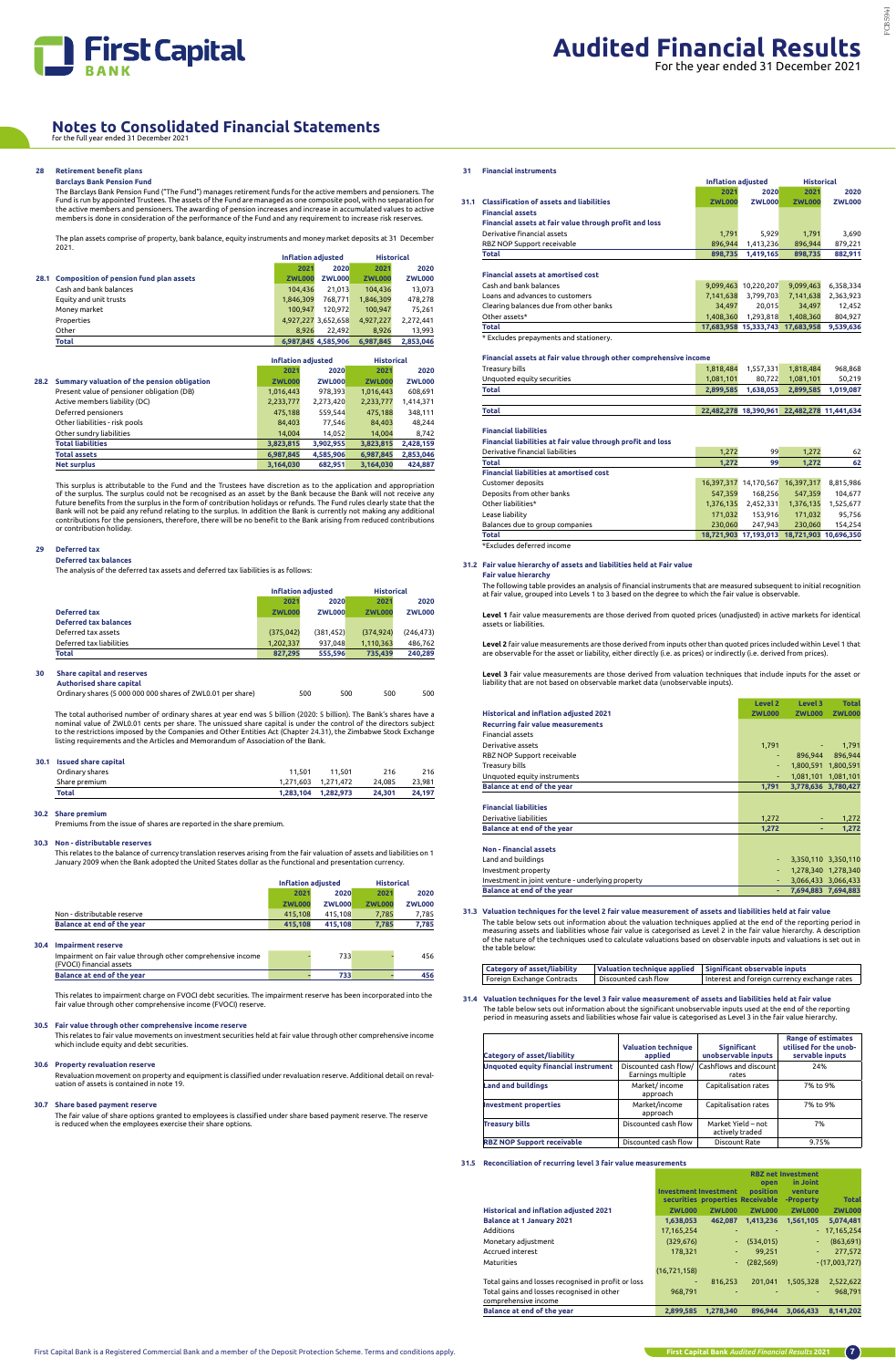# Notes to Consolidated Financial Statements

for the full year ended 31 December 2021

## 28 Retirement benefit plans

### Barclays Bank Pension Fund

The Barclays Bank Pension Fund ("The Fund") manages retirement funds for the active members and pensioners. The Fund is run by appointed Trustees. The assets of the Fund are managed as one composite pool, with no separation for the active members and pensioners. The awarding of pension increases and increase in accumulated values to active members is done in consideration of the performance of the Fund and any requirement to increase risk reserves.

The plan assets comprise of property, bank balance, equity instruments and money market deposits at 31 December 2021.

| 28.1 Composition of pension fund plan assets | Inflation adjusted 2021 ZWL000 | Inflation adjusted 2020 ZWL000 | Historical 2021 ZWL000 | Historical 2020 ZWL000 |
|---|---|---|---|---|
| Cash and bank balances | 104,436 | 21,013 | 104,436 | 13,073 |
| Equity and unit trusts | 1,846,309 | 768,771 | 1,846,309 | 478,278 |
| Money market | 100,947 | 120,972 | 100,947 | 75,261 |
| Properties | 4,927,227 | 3,652,658 | 4,927,227 | 2,272,441 |
| Other | 8,926 | 22,492 | 8,926 | 13,993 |
| **Total** | **6,987,845** | **4,585,906** | **6,987,845** | **2,853,046** |

| 28.2 Summary valuation of the pension obligation | Inflation adjusted 2021 ZWL000 | Inflation adjusted 2020 ZWL000 | Historical 2021 ZWL000 | Historical 2020 ZWL000 |
|---|---|---|---|---|
| Present value of pension obligation (DB) | 1,016,443 | 978,393 | 1,016,443 | 608,691 |
| Active members liability (DC) | 2,233,777 | 2,273,420 | 2,233,777 | 1,414,371 |
| Deferred pensioners | 475,188 | 559,544 | 475,188 | 348,111 |
| Other liabilities - risk pools | 84,403 | 77,546 | 84,403 | 48,244 |
| Other sundry liabilities | 14,004 | 14,052 | 14,004 | 8,742 |
| **Total liabilities** | **3,823,815** | **3,902,955** | **3,823,815** | **2,428,159** |
| **Total assets** | **6,987,845** | **4,585,906** | **6,987,845** | **2,853,046** |
| **Net surplus** | **3,164,030** | **682,951** | **3,164,030** | **424,887** |

This surplus is attributable to the Fund and the Trustees have discretion as to the application and appropriation of the surplus. The surplus could not be recognised as an asset by the Bank because the Bank will not receive any future benefits from the surplus in the form of contribution holidays or refunds. The Fund rules clearly state that the Bank will not be paid any refund relating to the surplus. In addition the Bank is currently not making any additional contributions for the pensioners, therefore, there will be no benefit to the Bank arising from reduced contributions or contribution holiday.

## 29 Deferred tax

### Deferred tax balances

The analysis of the deferred tax assets and deferred tax liabilities is as follows:

| Deferred tax | Inflation adjusted 2021 ZWL000 | Inflation adjusted 2020 ZWL000 | Historical 2021 ZWL000 | Historical 2020 ZWL000 |
|---|---|---|---|---|
| **Deferred tax balances** | | | | |
| Deferred tax assets | (375,042) | (381,452) | (374,924) | (246,473) |
| Deferred tax liabilities | 1,202,337 | 937,048 | 1,110,363 | 486,762 |
| **Total** | **827,295** | **555,596** | **735,439** | **240,289** |

## 30 Share capital and reserves

### Authorised share capital

| | Inflation adjusted 2021 | Inflation adjusted 2020 | Historical 2021 | Historical 2020 |
|---|---|---|---|---|
| Ordinary shares (5 000 000 000 shares of ZWL0.01 per share) | 500 | 500 | 500 | 500 |

The total authorised number of ordinary shares at year end was 5 billion (2020: 5 billion). The Bank's shares have a nominal value of ZWL0.01 cents per share. The unissued share capital is under the control of the directors subject to the restrictions imposed by the Companies and Other Entities Act (Chapter 24.31), the Zimbabwe Stock Exchange listing requirements and the Articles and Memorandum of Association of the Bank.

### 30.1 Issued share capital

| | Inflation adjusted 2021 | Inflation adjusted 2020 | Historical 2021 | Historical 2020 |
|---|---|---|---|---|
| Ordinary shares | 11,501 | 11,501 | 216 | 216 |
| Share premium | 1,271,603 | 1,271,472 | 24,085 | 23,981 |
| **Total** | **1,283,104** | **1,282,973** | **24,301** | **24,197** |

### 30.2 Share premium

Premiums from the issue of shares are reported in the share premium.

### 30.3 Non - distributable reserves

This relates to the balance of currency translation reserves arising from the fair valuation of assets and liabilities on 1 January 2009 when the Bank adopted the United States dollar as the functional and presentation currency.

| | Inflation adjusted 2021 ZWL000 | Inflation adjusted 2020 ZWL000 | Historical 2021 ZWL000 | Historical 2020 ZWL000 |
|---|---|---|---|---|
| Non - distributable reserve | 415,108 | 415,108 | 7,785 | 7,785 |
| **Balance at end of the year** | **415,108** | **415,108** | **7,785** | **7,785** |

### 30.4 Impairment reserve

| | Inflation adjusted 2021 | Inflation adjusted 2020 | Historical 2021 | Historical 2020 |
|---|---|---|---|---|
| Impairment on fair value through other comprehensive income (FVOCI) financial assets | - | 733 | - | 456 |
| **Balance at end of the year** | **-** | **733** | **-** | **456** |

This relates to impairment charge on FVOCI debt securities. The impairment reserve has been incorporated into the fair value through other comprehensive income (FVOCI) reserve.

### 30.5 Fair value through other comprehensive income reserve

This relates to fair value movements on investment securities held at fair value through other comprehensive income which include equity and debt securities.

### 30.6 Property revaluation reserve

Revaluation movement on property and equipment is classified under revaluation reserve. Additional detail on revaluation of assets is contained in note 19.

### 30.7 Share based payment reserve

The fair value of share options granted to employees is classified under share based payment reserve. The reserve is reduced when the employees exercise their share options.

## 31 Financial instruments

| 31.1 Classification of assets and liabilities | Inflation adjusted 2021 ZWL000 | Inflation adjusted 2020 ZWL000 | Historical 2021 ZWL000 | Historical 2020 ZWL000 |
|---|---|---|---|---|
| **Financial assets** | | | | |
| **Financial assets at fair value through profit and loss** | | | | |
| Derivative financial assets | 1,791 | 5,929 | 1,791 | 3,690 |
| RBZ NOP Support receivable | 896,944 | 1,413,236 | 896,944 | 879,221 |
| **Total** | **898,735** | **1,419,165** | **898,735** | **882,911** |
| | | | | |
| **Financial assets at amortised cost** | | | | |
| Cash and bank balances | 9,099,463 | 10,220,207 | 9,099,463 | 6,358,334 |
| Loans and advances to customers | 7,141,638 | 3,799,703 | 7,141,638 | 2,363,923 |
| Clearing balances due from other banks | 34,497 | 20,015 | 34,497 | 12,452 |
| Other assets* | 1,408,360 | 1,293,818 | 1,408,360 | 804,927 |
| **Total** | **17,683,958** | **15,333,743** | **17,683,958** | **9,539,636** |

\* Excludes prepayments and stationery.

| | Inflation adjusted 2021 ZWL000 | Inflation adjusted 2020 ZWL000 | Historical 2021 ZWL000 | Historical 2020 ZWL000 |
|---|---|---|---|---|
| **Financial assets at fair value through other comprehensive income** | | | | |
| Treasury bills | 1,818,484 | 1,557,331 | 1,818,484 | 968,868 |
| Unquoted equity securities | 1,081,101 | 80,722 | 1,081,101 | 50,219 |
| **Total** | **2,899,585** | **1,638,053** | **2,899,585** | **1,019,087** |
| | | | | |
| **Total** | **22,482,278** | **18,390,961** | **22,482,278** | **11,441,634** |
| | | | | |
| **Financial liabilities** | | | | |
| **Financial liabilities at fair value through profit and loss** | | | | |
| Derivative financial liabilities | 1,272 | 99 | 1,272 | 62 |
| **Total** | **1,272** | **99** | **1,272** | **62** |
| **Financial liabilities at amortised cost** | | | | |
| Customer deposits | 16,397,317 | 14,170,567 | 16,397,317 | 8,815,986 |
| Deposits from other banks | 547,359 | 168,256 | 547,359 | 104,677 |
| Other liabilities* | 1,376,135 | 2,452,331 | 1,376,135 | 1,525,677 |
| Lease liability | 171,032 | 153,916 | 171,032 | 95,756 |
| Balances due to group companies | 230,060 | 247,943 | 230,060 | 154,254 |
| **Total** | **18,721,903** | **17,193,013** | **18,721,903** | **10,696,350** |

\*Excludes deferred income

### 31.2 Fair value hierarchy of assets and liabilities held at Fair value

#### Fair value hierarchy

The following table provides an analysis of financial instruments that are measured subsequent to initial recognition at fair value, grouped into Levels 1 to 3 based on the degree to which the fair value is observable.

**Level 1** fair value measurements are those derived from quoted prices (unadjusted) in active markets for identical assets or liabilities.

**Level 2** fair value measurements are those derived from inputs other than quoted prices included within Level 1 that are observable for the asset or liability, either directly (i.e. as prices) or indirectly (i.e. derived from prices).

**Level 3** fair value measurements are those derived from valuation techniques that include inputs for the asset or liability that are not based on observable market data (unobservable inputs).

| Historical and inflation adjusted 2021 | Level 2 ZWL000 | Level 3 ZWL000 | Total ZWL000 |
|---|---|---|---|
| **Recurring fair value measurements** | | | |
| Financial assets | | | |
| Derivative assets | 1,791 | - | 1,791 |
| RBZ NOP Support receivable | - | 896,944 | 896,944 |
| Treasury bills | - | 1,800,591 | 1,800,591 |
| Unquoted equity instruments | - | 1,081,101 | 1,081,101 |
| **Balance at end of the year** | **1,791** | **3,778,636** | **3,780,427** |
| | | | |
| **Financial liabilities** | | | |
| Derivative liabilities | 1,272 | - | 1,272 |
| **Balance at end of the year** | **1,272** | **-** | **1,272** |
| | | | |
| **Non - financial assets** | | | |
| Land and buildings | - | 3,350,110 | 3,350,110 |
| Investment property | - | 1,278,340 | 1,278,340 |
| Investment in joint venture - underlying property | - | 3,066,433 | 3,066,433 |
| **Balance at end of the year** | **-** | **7,694,883** | **7,694,883** |

### 31.3 Valuation techniques for the level 2 fair value measurement of assets and liabilities held at fair value

The table below sets out information about the valuation techniques applied at the end of the reporting period in measuring assets and liabilities whose fair value is categorised as Level 2 in the fair value hierarchy. A description of the nature of the techniques used to calculate valuations based on observable inputs and valuations is set out in the table below:

| Category of asset/liability | Valuation technique applied | Significant observable inputs |
|---|---|---|
| Foreign Exchange Contracts | Discounted cash flow | Interest and foreign currency exchange rates |

### 31.4 Valuation techniques for the level 3 fair value measurement of assets and liabilities held at fair value

The table below sets out information about the significant unobservable inputs used at the end of the reporting period in measuring assets and liabilities whose fair value is categorised as Level 3 in the fair value hierarchy.

| Category of asset/liability | Valuation technique applied | Significant unobservable inputs | Range of estimates utilised for the unobservable inputs |
|---|---|---|---|
| **Unquoted equity financial instrument** | Discounted cash flow/ Earnings multiple | Cashflows and discount rates | 24% |
| **Land and buildings** | Market/ income approach | Capitalisation rates | 7% to 9% |
| **Investment properties** | Market/income approach | Capitalisation rates | 7% to 9% |
| **Treasury bills** | Discounted cash flow | Market Yield – not actively traded | 7% |
| **RBZ NOP Support receivable** | Discounted cash flow | Discount Rate | 9.75% |

### 31.5 Reconciliation of recurring level 3 fair value measurements

| Historical and inflation adjusted 2021 | Investment securities ZWL000 | Investment properties ZWL000 | RBZ net open position Receivable ZWL000 | Investment in Joint venture -Property ZWL000 | Total ZWL000 |
|---|---|---|---|---|---|
| **Balance at 1 January 2021** | **1,638,053** | **462,087** | **1,413,236** | **1,561,105** | **5,074,481** |
| Additions | 17,165,254 | - | - | - | 17,165,254 |
| Monetary adjustment | (329,676) | - | (534,015) | - | (863,691) |
| Accrued interest | 178,321 | - | 99,251 | - | 277,572 |
| Maturities | (16,721,158) | - | (282,569) | - | (17,003,727) |
| Total gains and losses recognised in profit or loss | - | 816,253 | 201,041 | 1,505,328 | 2,522,622 |
| Total gains and losses recognised in other comprehensive income | 968,791 | - | - | - | 968,791 |
| **Balance at end of the year** | **2,899,585** | **1,278,340** | **896,944** | **3,066,433** | **8,141,202** |

First Capital Bank is a Registered Commercial Bank and a member of the Deposit Protection Scheme. Terms and conditions apply.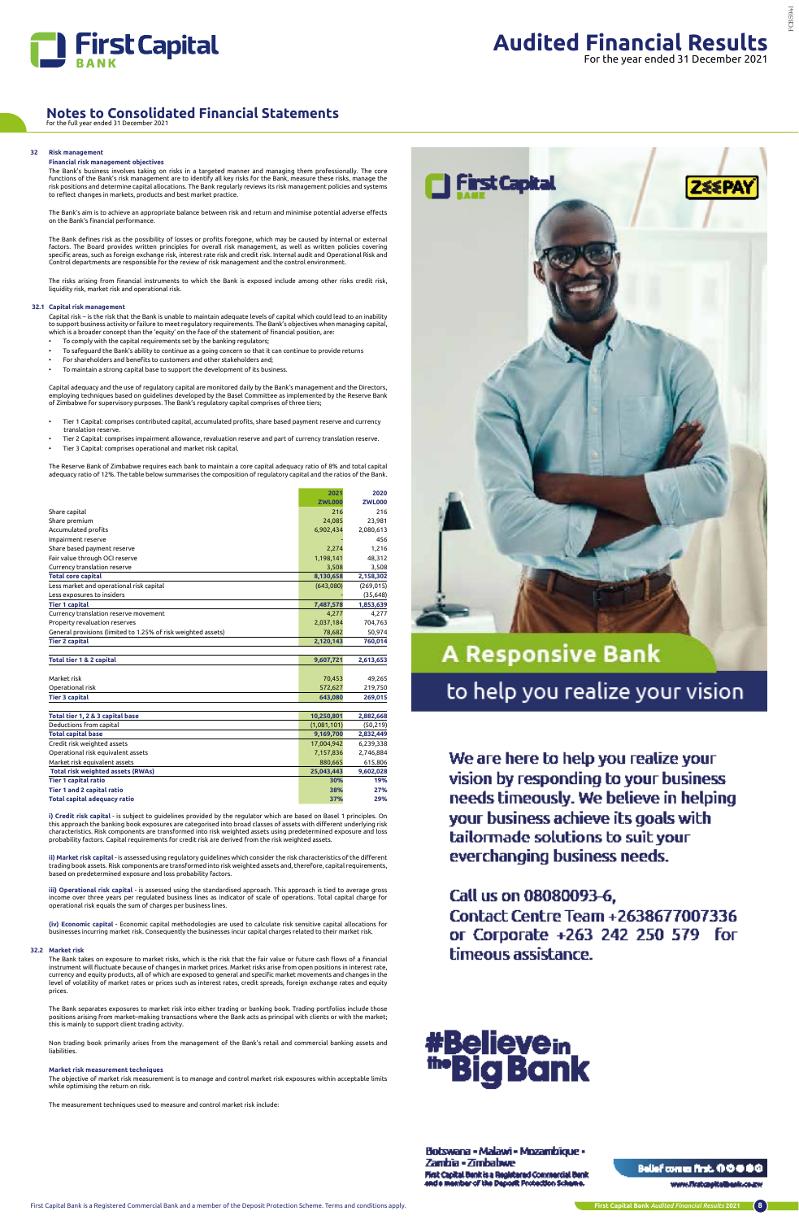# Audited Financial Results

For the year ended 31 December 2021

## Notes to Consolidated Financial Statements

for the full year ended 31 December 2021

### 32 Risk management

**Financial risk management objectives**

The Bank's business involves taking on risks in a targeted manner and managing them professionally. The core functions of the Bank's risk management are to identify all key risks for the Bank, measure these risks, manage the risk positions and determine capital allocations. The Bank regularly reviews its risk management policies and systems to reflect changes in markets, products and best market practice.

The Bank's aim is to achieve an appropriate balance between risk and return and minimise potential adverse effects on the Bank's financial performance.

The Bank defines risk as the possibility of losses or profits foregone, which may be caused by internal or external factors. The Board provides written principles for overall risk management, as well as written policies covering specific areas, such as foreign exchange risk, interest rate risk and credit risk. Internal audit and Operational Risk and Control departments are responsible for the review of risk management and the control environment.

The risks arising from financial instruments to which the Bank is exposed include among other risks credit risk, liquidity risk, market risk and operational risk.

### 32.1 Capital risk management

Capital risk – is the risk that the Bank is unable to maintain adequate levels of capital which could lead to an inability to support business activity or failure to meet regulatory requirements. The Bank's objectives when managing capital, which is a broader concept than the 'equity' on the face of the statement of financial position, are:

- To comply with the capital requirements set by the banking regulators;
- To safeguard the Bank's ability to continue as a going concern so that it can continue to provide returns
- For shareholders and benefits to customers and other stakeholders and;
- To maintain a strong capital base to support the development of its business.

Capital adequacy and the use of regulatory capital are monitored daily by the Bank's management and the Directors, employing techniques based on guidelines developed by the Basel Committee as implemented by the Reserve Bank of Zimbabwe for supervisory purposes. The Bank's regulatory capital comprises of three tiers;

- Tier 1 Capital: comprises contributed capital, accumulated profits, share based payment reserve and currency translation reserve.
- Tier 2 Capital: comprises impairment allowance, revaluation reserve and part of currency translation reserve.
- Tier 3 Capital: comprises operational and market risk capital.

The Reserve Bank of Zimbabwe requires each bank to maintain a core capital adequacy ratio of 8% and total capital adequacy ratio of 12%. The table below summarises the composition of regulatory capital and the ratios of the Bank.

| | 2021 ZWL000 | 2020 ZWL000 |
|---|---|---|
| Share capital | 216 | 216 |
| Share premium | 24,085 | 23,981 |
| Accumulated profits | 6,902,434 | 2,080,613 |
| Impairment reserve | - | 456 |
| Share based payment reserve | 2,274 | 1,216 |
| Fair value through OCI reserve | 1,198,141 | 48,312 |
| Currency translation reserve | 3,508 | 3,508 |
| **Total core capital** | **8,130,658** | **2,158,302** |
| Less market and operational risk capital | (643,080) | (269,015) |
| Less exposures to insiders | - | (35,648) |
| **Tier 1 capital** | **7,487,578** | **1,853,639** |
| Currency translation reserve movement | 4,277 | 4,277 |
| Property revaluation reserves | 2,037,184 | 704,763 |
| General provisions (limited to 1.25% of risk weighted assets) | 78,682 | 50,974 |
| **Tier 2 capital** | **2,120,143** | **760,014** |
| | | |
| **Total tier 1 & 2 capital** | **9,607,721** | **2,613,653** |
| | | |
| Market risk | 70,453 | 49,265 |
| Operational risk | 572,627 | 219,750 |
| **Tier 3 capital** | **643,080** | **269,015** |
| | | |
| **Total tier 1, 2 & 3 capital base** | **10,250,801** | **2,882,668** |
| Deductions from capital | (1,081,101) | (50,219) |
| **Total capital base** | **9,169,700** | **2,832,449** |
| Credit risk weighted assets | 17,004,942 | 6,239,338 |
| Operational risk equivalent assets | 7,157,836 | 2,746,884 |
| Market risk equivalent assets | 880,665 | 615,806 |
| **Total risk weighted assets (RWAs)** | **25,043,443** | **9,602,028** |
| **Tier 1 capital ratio** | **30%** | **19%** |
| **Tier 1 and 2 capital ratio** | **38%** | **27%** |
| **Total capital adequacy ratio** | **37%** | **29%** |

**i) Credit risk capital** - is subject to guidelines provided by the regulator which are based on Basel 1 principles. On this approach the banking book exposures are categorised into broad classes of assets with different underlying risk characteristics. Risk components are transformed into risk weighted assets using predetermined exposure and loss probability factors. Capital requirements for credit risk are derived from the risk weighted assets.

**ii) Market risk capital** - is assessed using regulatory guidelines which consider the risk characteristics of the different trading book assets. Risk components are transformed into risk weighted assets and, therefore, capital requirements, based on predetermined exposure and loss probability factors.

**iii) Operational risk capital** - is assessed using the standardised approach. This approach is tied to average gross income over three years per regulated business lines as indicator of scale of operations. Total capital charge for operational risk equals the sum of charges per business lines.

**(iv) Economic capital** - Economic capital methodologies are used to calculate risk sensitive capital allocations for businesses incurring market risk. Consequently the businesses incur capital charges related to their market risk.

### 32.2 Market risk

The Bank takes on exposure to market risks, which is the risk that the fair value or future cash flows of a financial instrument will fluctuate because of changes in market prices. Market risks arise from open positions in interest rate, currency and equity products, all of which are exposed to general and specific market movements and changes in the level of volatility of market rates or prices such as interest rates, credit spreads, foreign exchange rates and equity prices.

The Bank separates exposures to market risk into either trading or banking book. Trading portfolios include those positions arising from market–making transactions where the Bank acts as principal with clients or with the market; this is mainly to support client trading activity.

Non trading book primarily arises from the management of the Bank's retail and commercial banking assets and liabilities.

**Market risk measurement techniques**

The objective of market risk measurement is to manage and control market risk exposures within acceptable limits while optimising the return on risk.

The measurement techniques used to measure and control market risk include:

A Responsive Bank to help you realize your vision

We are here to help you realize your vision by responding to your business needs timeously. We believe in helping your business achieve its goals with tailormade solutions to suit your everchanging business needs.

Call us on 08080093-6, Contact Centre Team +2638677007336 or Corporate +263 242 250 579 for timeous assistance.

#BelieveintheBigBank

Botswana • Malawi • Mozambique • Zambia • Zimbabwe

First Capital Bank is a Registered Commercial Bank and a member of the Deposit Protection Scheme.

Belief comes first.

www.firstcapitalbank.co.zw

First Capital Bank is a Registered Commercial Bank and a member of the Deposit Protection Scheme. Terms and conditions apply.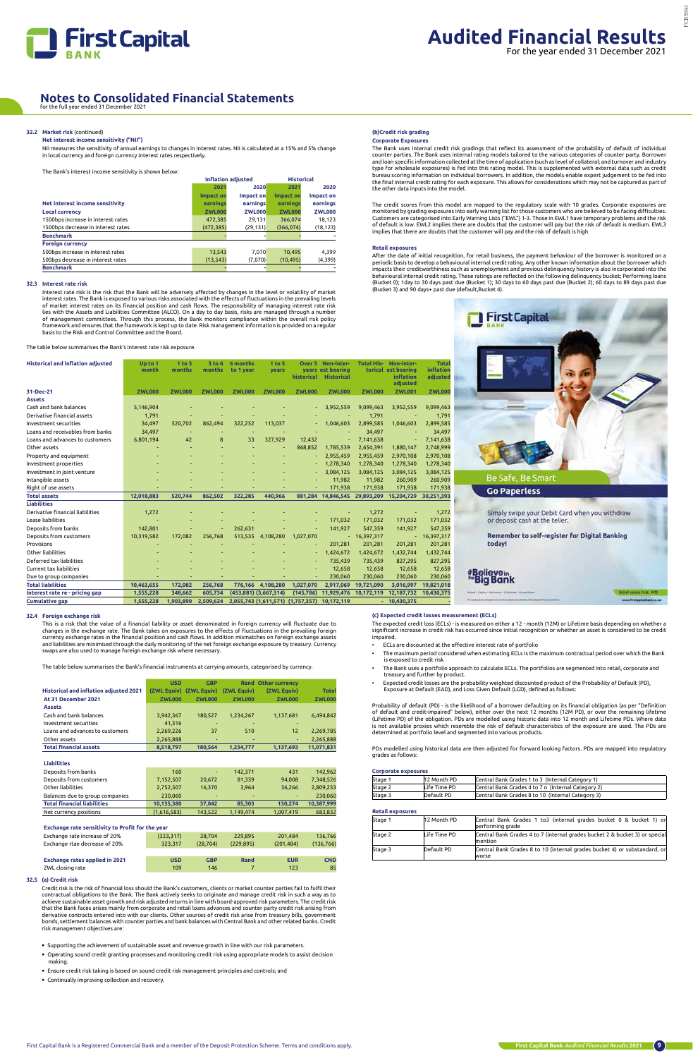# Notes to Consolidated Financial Statements

for the full year ended 31 December 2021

### 32.2 Market risk (continued)

**Net interest income sensitivity ("NII")**

NII measures the sensitivity of annual earnings to changes in interest rates. NII is calculated at a 15% and 5% change in local currency and foreign currency interest rates respectively.

The Bank's interest income sensitivity is shown below:

| | Inflation adjusted | | Historical | |
|---|---|---|---|---|
| | 2021 | 2020 | 2021 | 2020 |
| **Net interest income sensitivity** | Impact on earnings | Impact on earnings | Impact on earnings | Impact on earnings |
| **Local currency** | ZWL000 | ZWL000 | ZWL000 | ZWL000 |
| 1500bps increase in interest rates | 472,385 | 29,131 | 366,074 | 18,123 |
| 1500bps decrease in interest rates | (472,385) | (29,131) | (366,074) | (18,123) |
| **Benchmark** | - | - | - | - |
| **Foreign currency** | | | | |
| 500bps increase in interest rates | 13,543 | 7,070 | 10,495 | 4,399 |
| 500bps decrease in interest rates | (13,543) | (7,070) | (10,495) | (4,399) |
| **Benchmark** | - | - | - | - |

### 32.3 Interest rate risk

Interest rate risk is the risk that the Bank will be adversely affected by changes in the level or volatility of market interest rates. The Bank is exposed to various risks associated with the effects of fluctuations in the prevailing levels of market interest rates on its financial position and cash flows. The responsibility of managing interest rate risk lies with the Assets and Liabilities Committee (ALCO). On a day to day basis, risks are managed through a number of management committees. Through this process, the Bank monitors compliance within the overall risk policy framework and ensures that the framework is kept up to date. Risk management information is provided on a regular basis to the Risk and Control Committee and the Board.

The table below summarises the Bank's interest rate risk exposure.

| Historical and inflation adjusted | Up to 1 month | 1 to 3 months | 3 to 6 months | 6 months to 1 year | 1 to 5 years | Over 5 years historical | Non-interest bearing Historical | Total Historical | Non-interest bearing inflation adjusted | Total inflation adjusted |
|---|---|---|---|---|---|---|---|---|---|---|
| **31-Dec-21** | ZWL000 | ZWL000 | ZWL000 | ZWL000 | ZWL000 | ZWL000 | ZWL000 | ZWL000 | ZWL001 | ZWL000 |
| **Assets** | | | | | | | | | | |
| Cash and bank balances | 5,146,904 | - | - | - | - | - | 3,952,559 | 9,099,463 | 3,952,559 | 9,099,463 |
| Derivative financial assets | 1,791 | - | - | - | - | - | - | 1,791 | - | 1,791 |
| Investment securities | 34,497 | 520,702 | 862,494 | 322,252 | 113,037 | - | 1,046,603 | 2,899,585 | 1,046,603 | 2,899,585 |
| Loans and receivables from banks | 34,497 | - | - | - | - | - | - | 34,497 | - | 34,497 |
| Loans and advances to customers | 6,801,194 | 42 | 8 | 33 | 327,929 | 12,432 | - | 7,141,638 | - | 7,141,638 |
| Other assets | - | - | - | - | - | 868,852 | 1,785,539 | 2,654,391 | 1,880,147 | 2,748,999 |
| Property and equipment | - | - | - | - | - | - | 2,955,459 | 2,955,459 | 2,970,108 | 2,970,108 |
| Investment properties | - | - | - | - | - | - | 1,278,340 | 1,278,340 | 1,278,340 | 1,278,340 |
| Investment in joint venture | - | - | - | - | - | - | 3,084,125 | 3,084,125 | 3,084,125 | 3,084,125 |
| Intangible assets | - | - | - | - | - | - | 11,982 | 11,982 | 260,909 | 260,909 |
| Right of use assets | - | - | - | - | - | - | 171,938 | 171,938 | 171,938 | 171,938 |
| **Total assets** | **12,018,883** | **520,744** | **862,502** | **322,285** | **440,966** | **881,284** | **14,846,545** | **29,893,209** | **15,204,729** | **30,251,393** |
| **Liabilities** | | | | | | | | | | |
| Derivative financial liabilities | 1,272 | - | - | - | - | - | - | 1,272 | - | 1,272 |
| Lease liabilities | - | - | - | - | - | - | 171,032 | 171,032 | 171,032 | 171,032 |
| Deposits from banks | 142,801 | - | - | 262,631 | - | - | 141,927 | 547,359 | 141,927 | 547,359 |
| Deposits from customers | 10,319,582 | 172,082 | 256,768 | 513,535 | 4,108,280 | 1,027,070 | - | 16,397,317 | - | 16,397,317 |
| Provisions | - | - | - | - | - | - | 201,281 | 201,281 | 201,281 | 201,281 |
| Other liabilities | - | - | - | - | - | - | 1,424,672 | 1,424,672 | 1,432,744 | 1,432,744 |
| Deferred tax liabilities | - | - | - | - | - | - | 735,439 | 735,439 | 827,295 | 827,295 |
| Current tax liabilities | - | - | - | - | - | - | 12,658 | 12,658 | 12,658 | 12,658 |
| Due to group companies | - | - | - | - | - | - | 230,060 | 230,060 | 230,060 | 230,060 |
| **Total liabilities** | **10,463,655** | **172,082** | **256,768** | **776,166** | **4,108,280** | **1,027,070** | **2,917,069** | **19,721,090** | **3,016,997** | **19,821,018** |
| **Interest rate re - pricing gap** | **1,555,228** | **348,662** | **605,734** | **(453,881)** | **(3,667,314)** | **(145,786)** | **11,929,476** | **10,172,119** | **12,187,732** | **10,430,375** |
| **Cumulative gap** | **1,555,228** | **1,903,890** | **2,509,624** | **2,055,743** | **(1,611,571)** | **(1,757,357)** | **10,172,119** | - | **10,430,375** | - |

### 32.4 Foreign exchange risk

This is a risk that the value of a financial liability or asset denominated in foreign currency will fluctuate due to changes in the exchange rate. The Bank takes on exposures to the effects of fluctuations in the prevailing foreign currency exchange rates in the financial position and cash flows. In addition mismatches on foreign exchange assets and liabilities are minimised through the daily monitoring of the net foreign exchange exposure by treasury. Currency swaps are also used to manage foreign exchange risk where necessary.

The table below summarises the Bank's financial instruments at carrying amounts, categorised by currency.

| Historical and inflation adjusted 2021 | USD (ZWL Equiv) | GBP (ZWL Equiv) | Rand (ZWL Equiv) | Other currency (ZWL Equiv) | Total |
|---|---|---|---|---|---|
| **At 31 December 2021** | ZWL000 | ZWL000 | ZWL000 | ZWL000 | ZWL000 |
| **Assets** | | | | | |
| Cash and bank balances | 3,942,367 | 180,527 | 1,234,267 | 1,137,681 | 6,494,842 |
| Investment securities | 41,316 | - | - | - | |
| Loans and advances to customers | 2,269,226 | 37 | 510 | 12 | 2,269,785 |
| Other assets | 2,265,888 | - | - | - | 2,265,888 |
| **Total financial assets** | **8,518,797** | **180,564** | **1,234,777** | **1,137,693** | **11,071,831** |
| **Liabilities** | | | | | |
| Deposits from banks | 160 | - | 142,371 | 431 | 142,962 |
| Deposits from customers | 7,152,507 | 20,672 | 81,339 | 94,008 | 7,348,526 |
| Other liabilities | 2,752,507 | 16,370 | 3,964 | 36,266 | 2,809,253 |
| Balances due to group companies | 230,060 | - | - | - | 230,060 |
| **Total financial liabilities** | **10,135,380** | **37,042** | **85,303** | **130,274** | **10,387,999** |
| Net currency positions | (1,616,583) | 143,522 | 1,149,474 | 1,007,419 | 683,832 |

| **Exchange rate sensitivity to Profit for the year** | | | | | |
|---|---|---|---|---|---|
| Exchange rate increase of 20% | (323,317) | 28,704 | 229,895 | 201,484 | 136,766 |
| Exchange rate decrease of 20% | 323,317 | (28,704) | (229,895) | (201,484) | (136,766) |

| **Exchange rates applied in 2021** | USD | GBP | Rand | EUR | CND |
|---|---|---|---|---|---|
| ZWL closing rate | 109 | 146 | 7 | 123 | 85 |

### 32.5 (a) Credit risk

Credit risk is the risk of financial loss should the Bank's customers, clients or market counter parties fail to fulfil their contractual obligations to the Bank. The Bank actively seeks to originate and manage credit risk in such a way as to achieve sustainable asset growth and risk adjusted returns in line with board-approved risk parameters. The credit risk that the Bank faces arises mainly from corporate and retail loans advances and counter party credit risk arising from derivative contracts entered into with our clients. Other sources of credit risk arise from treasury bills, government bonds, settlement balances with counter parties and bank balances with Central Bank and other related banks. Credit risk management objectives are:

- Supporting the achievement of sustainable asset and revenue growth in line with our risk parameters.
- Operating sound credit granting processes and monitoring credit risk using appropriate models to assist decision making.
- Ensure credit risk taking is based on sound credit risk management principles and controls; and
- Continually improving collection and recovery.

#### (b) Credit risk grading

**Corporate Exposures**

The Bank uses internal credit risk gradings that reflect its assessment of the probability of default of individual counter parties. The Bank uses internal rating models tailored to the various categories of counter party. Borrower and loan specific information collected at the time of application (such as level of collateral; and turnover and industry type for wholesale exposures) is fed into this rating model. This is supplemented with external data such as credit bureau scoring information on individual borrowers. In addition, the models enable expert judgement to be fed into the final internal credit rating for each exposure. This allows for considerations which may not be captured as part of the other data inputs into the model.

The credit scores from this model are mapped to the regulatory scale with 10 grades. Corporate exposures are monitored by grading exposures into early warning list for those customers who are believed to be facing difficulties. Customers are categorised into Early Warning Lists ("EWL") 1-3. Those in EWL1 have temporary problems and the risk of default is low. EWL2 implies there are doubts that the customer will pay but the risk of default is medium. EWL3 implies that there are doubts that the customer will pay and the risk of default is high

**Retail exposures**

After the date of initial recognition, for retail business, the payment behaviour of the borrower is monitored on a periodic basis to develop a behavioural internal credit rating. Any other known information about the borrower which impacts their creditworthiness such as unemployment and previous delinquency history is also incorporated into the behavioural internal credit rating. These ratings are reflected on the following delinquency bucket; Performing loans (Bucket 0); 1day to 30 days past due (Bucket 1); 30 days to 60 days past due (Bucket 2); 60 days to 89 days past due (Bucket 3) and 90 days+ past due (default,Bucket 4).

#### (c) Expected credit losses measurement (ECLs)

The expected credit loss (ECLs) - is measured on either a 12 - month (12M) or Lifetime basis depending on whether a significant increase in credit risk has occurred since initial recognition or whether an asset is considered to be credit impaired.

- ECLs are discounted at the effective interest rate of portfolio
- The maximum period considered when estimating ECLs is the maximum contractual period over which the Bank is exposed to credit risk
- The Bank uses a portfolio approach to calculate ECLs. The portfolios are segmented into retail, corporate and treasury and further by product.
- Expected credit losses are the probability weighted discounted product of the Probability of Default (PD), Exposure at Default (EAD), and Loss Given Default (LGD), defined as follows:

Probability of default (PD) - is the likelihood of a borrower defaulting on its financial obligation (as per "Definition of default and credit-impaired" below), either over the next 12 months (12M PD), or over the remaining lifetime (Lifetime PD) of the obligation. PDs are modelled using historic data into 12 month and Lifetime PDs. Where data is not available proxies which resemble the risk of default characteristics of the exposure are used. The PDs are determined at portfolio level and segmented into various products.

PDs modelled using historical data are then adjusted for forward looking factors. PDs are mapped into regulatory grades as follows:

**Corporate exposures**

| | | |
|---|---|---|
| Stage 1 | 12 Month PD | Central Bank Grades 1 to 3 (Internal Category 1) |
| Stage 2 | Life Time PD | Central Bank Grades 4 to 7 o (Internal Category 2) |
| Stage 3 | Default PD | Central Bank Grades 8 to 10 (Internal Category 3) |

**Retail exposures**

| | | |
|---|---|---|
| Stage 1 | 12 Month PD | Central Bank Grades 1 to3 (internal grades bucket 0 & bucket 1) or performing grade |
| Stage 2 | Life Time PD | Central Bank Grades 4 to 7 (internal grades bucket 2 & bucket 3) or special mention |
| Stage 3 | Default PD | Central Bank Grades 8 to 10 (internal grades bucket 4) or substandard, or worse |

First Capital Bank is a Registered Commercial Bank and a member of the Deposit Protection Scheme. Terms and conditions apply.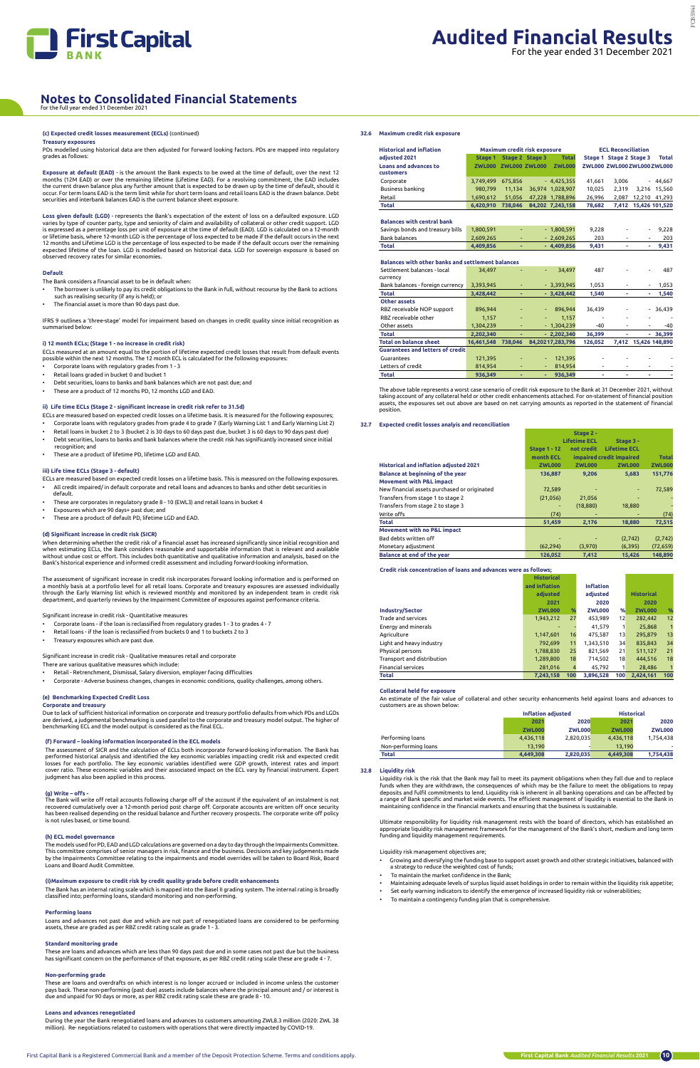# Notes to Consolidated Financial Statements

for the full year ended 31 December 2021

**(c) Expected credit losses measurement (ECLs)** (continued)

**Treasury exposures**

PDs modelled using historical data are then adjusted for forward looking factors. PDs are mapped into regulatory grades as follows:

**Exposure at default (EAD)** - is the amount the Bank expects to be owed at the time of default, over the next 12 months (12M EAD) or over the remaining lifetime (Lifetime EAD). For a revolving commitment, the EAD includes the current drawn balance plus any further amount that is expected to be drawn up by the time of default, should it occur. For term loans EAD is the term limit while for short term loans and retail loans EAD is the drawn balance. Debt securities and interbank balances EAD is the current balance sheet exposure.

**Loss given default (LGD)** - represents the Bank's expectation of the extent of loss on a defaulted exposure. LGD varies by type of counter party, type and seniority of claim and availability of collateral or other credit support. LGD is expressed as a percentage loss per unit of exposure at the time of default (EAD). LGD is calculated on a 12-month or lifetime basis, where 12-month LGD is the percentage of loss expected to be made if the default occurs in the next 12 months and Lifetime LGD is the percentage of loss expected to be made if the default occurs over the remaining expected lifetime of the loan. LGD is modelled based on historical data. LGD for sovereign exposure is based on observed recovery rates for similar economies.

**Default**

The Bank considers a financial asset to be in default when:

- The borrower is unlikely to pay its credit obligations to the Bank in full, without recourse by the Bank to actions such as realising security (if any is held); or
- The financial asset is more than 90 days past due.

IFRS 9 outlines a "three-stage" model for impairment based on changes in credit quality since initial recognition as summarised below:

**i) 12 month ECLs; (Stage 1 - no increase in credit risk)**

ECLs measured at an amount equal to the portion of lifetime expected credit losses that result from default events possible within the next 12 months. The 12 month ECL is calculated for the following exposures:

- Corporate loans with regulatory grades from 1 - 3
- Retail loans graded in bucket 0 and bucket 1
- Debt securities, loans to banks and bank balances which are not past due; and
- These are a product of 12 months PD, 12 months LGD and EAD.

**ii) Life time ECLs (Stage 2 - significant increase in credit risk refer to 31.5d)**

ECLs are measured based on expected credit losses on a lifetime basis. It is measured for the following exposures;

- Corporate loans with regulatory grades from grade 4 to grade 7 (Early Warning List 1 and Early Warning List 2)
- Retail loans in bucket 2 to 3 (bucket 2 is 30 days to 60 days past due, bucket 3 is 60 days to 90 days past due)
- Debt securities, loans to banks and bank balances where the credit risk has significantly increased since initial recognition; and
- These are a product of lifetime PD, lifetime LGD and EAD.

**iii) Life time ECLs (Stage 3 - default)**

ECLs are measured based on expected credit losses on a lifetime basis. It is measured on the following exposures.

- All credit impaired/ in default corporate and retail loans and advances to banks and other debt securities in default.
- These are corporates in regulatory grade 8 - 10 (EWL3) and retail loans in bucket 4
- Exposures which are 90 days+ past due; and
- These are a product of default PD, lifetime LGD and EAD.

**(d) Significant increase in credit risk (SICR)**

When determining whether the credit risk of a financial asset has increased significantly since initial recognition and when estimating ECLs, the Bank considers reasonable and supportable information that is relevant and available without undue cost or effort. This includes both quantitative and qualitative information and analysis, based on the Bank's historical experience and informed credit assessment and including forward-looking information.

The assessment of significant increase in credit risk incorporates forward looking information and is performed on a monthly basis at a portfolio level for all retail loans. Corporate and treasury exposures are assessed individually through the Early Warning list which is reviewed monthly and monitored by an independent team in credit risk department, and quarterly reviews by the Impairment Committee of exposures against performance criteria.

Significant increase in credit risk - Quantitative measures

- Corporate loans - if the loan is reclassified from regulatory grades 1 - 3 to grades 4 - 7
- Retail loans - if the loan is reclassified from buckets 0 and 1 to buckets 2 to 3
- Treasury exposures which are past due.

Significant increase in credit risk - Qualitative measures retail and corporate

There are various qualitative measures which include:

- Retail - Retrenchment, Dismissal, Salary diversion, employer facing difficulties
- Corporate - Adverse business changes, changes in economic conditions, quality challenges, among others.

**(e) Benchmarking Expected Credit Loss**

**Corporate and treasury**

Due to lack of sufficient historical information on corporate and treasury portfolio defaults from which PDs and LGDs are derived, a judgemental benchmarking is used parallel to the corporate and treasury model output. The higher of benchmarking ECL and the model output is considered as the final ECL.

**(f) Forward – looking information incorporated in the ECL models**

The assessment of SICR and the calculation of ECLs both incorporate forward-looking information. The Bank has performed historical analysis and identified the key economic variables impacting credit risk and expected credit losses for each portfolio. The key economic variables identified were GDP growth, interest rates and import cover ratio. These economic variables and their associated impact on the ECL vary by financial instrument. Expert judgment has also been applied in this process.

**(g) Write – offs -**

The Bank will write off retail accounts following charge off of the account if the equivalent of an instalment is not recovered cumulatively over a 12-month period post charge off. Corporate accounts are written off once security has been realised depending on the residual balance and further recovery prospects. The corporate write off policy is not rules based, or time bound.

**(h) ECL model governance**

The models used for PD, EAD and LGD calculations are governed on a day to day through the Impairments Committee. This committee comprises of senior managers in risk, finance and the business. Decisions and key judgements made by the Impairments Committee relating to the impairments and model overrides will be taken to Board Risk, Board Loans and Board Audit Committee.

**(i)Maximum exposure to credit risk by credit quality grade before credit enhancements**

The Bank has an internal rating scale which is mapped into the Basel II grading system. The internal rating is broadly classified into; performing loans, standard monitoring and non-performing.

**Performing loans**

Loans and advances not past due and which are not part of renegotiated loans are considered to be performing assets, these are graded as per RBZ credit rating scale as grade 1 - 3.

**Standard monitoring grade**

These are loans and advances which are less than 90 days past due and in some cases not past due but the business has significant concern on the performance of that exposure, as per RBZ credit rating scale these are grade 4 - 7.

**Non-performing grade**

These are loans and overdrafts on which interest is no longer accrued or included in income unless the customer pays back. These non-performing (past due) assets include balances where the principal amount and / or interest is due and unpaid for 90 days or more, as per RBZ credit rating scale these are grade 8 - 10.

**Loans and advances renegotiated**

During the year the Bank renegotiated loans and advances to customers amounting ZWL8.3 million (2020: ZWL 38 million). Re- negotiations related to customers with operations that were directly impacted by COVID-19.

## 32.6 Maximum credit risk exposure

| Historical and inflation adjusted 2021 | Maximum credit risk exposure | | | | ECL Reconciliation | | | |
|---|---|---|---|---|---|---|---|---|
| | Stage 1 | Stage 2 | Stage 3 | Total | Stage 1 | Stage 2 | Stage 3 | Total |
| **Loans and advances to customers** | ZWL000 | ZWL000 | ZWL000 | ZWL000 | ZWL000 | ZWL000 | ZWL000 | ZWL000 |
| Corporate | 3,749,499 | 675,856 | - | 4,425,355 | 41,661 | 3,006 | - | 44,667 |
| Business banking | 980,799 | 11,134 | 36,974 | 1,028,907 | 10,025 | 2,319 | 3,216 | 15,560 |
| Retail | 1,690,612 | 51,056 | 47,228 | 1,788,896 | 26,996 | 2,087 | 12,210 | 41,293 |
| **Total** | **6,420,910** | **738,046** | **84,202** | **7,243,158** | **78,682** | **7,412** | **15,426** | **101,520** |
| **Balances with central bank** | | | | | | | | |
| Savings bonds and treasury bills | 1,800,591 | - | - | 1,800,591 | 9,228 | - | - | 9,228 |
| Bank balances | 2,609,265 | - | - | 2,609,265 | 203 | - | - | 203 |
| **Total** | **4,409,856** | **-** | **-** | **4,409,856** | **9,431** | **-** | **-** | **9,431** |
| **Balances with other banks and settlement balances** | | | | | | | | |
| Settlement balances - local currency | 34,497 | - | - | 34,497 | 487 | - | - | 487 |
| Bank balances - Foreign currency | 3,393,945 | - | - | 3,393,945 | 1,053 | - | - | 1,053 |
| **Total** | **3,428,442** | **-** | **-** | **3,428,442** | **1,540** | **-** | **-** | **1,540** |
| **Other assets** | | | | | | | | |
| RBZ receivable NOP support | 896,944 | - | - | 896,944 | 36,439 | - | - | 36,439 |
| RBZ receivable other | 1,157 | - | - | 1,157 | - | - | - | - |
| Other assets | 1,304,239 | - | - | 1,304,239 | -40 | - | - | -40 |
| **Total** | **2,202,340** | **-** | **-** | **2,202,340** | **36,399** | **-** | **-** | **36,399** |
| **Total on balance sheet** | **16,461,548** | **738,046** | **84,202** | **17,283,796** | **126,052** | **7,412** | **15,426** | **148,890** |
| **Guarantees and letters of credit** | | | | | | | | |
| Guarantees | 121,395 | - | - | 121,395 | - | - | - | - |
| Letters of credit | 814,954 | - | - | 814,954 | - | - | - | - |
| **Total** | **936,349** | **-** | **-** | **936,349** | **-** | **-** | **-** | **-** |

The above table represents a worst case scenario of credit risk exposure to the Bank at 31 December 2021, without taking account of any collateral held or other credit enhancements attached. For on-statement of financial position assets, the exposures set out above are based on net carrying amounts as reported in the statement of financial position.

## 32.7 Expected credit losses analysis and reconciliation

| Historical and inflation adjusted 2021 | Stage 1 - 12 month ECL | Stage 2 - Lifetime ECL not credit impaired | Stage 3 - Lifetime ECL credit impaired | Total |
|---|---|---|---|---|
| | ZWL000 | ZWL000 | ZWL000 | ZWL000 |
| **Balance at beginning of the year** | **136,887** | **9,206** | **5,683** | **151,776** |
| **Movement with P&L impact** | | | | |
| New financial assets purchased or originated | 72,589 | - | - | 72,589 |
| Transfers from stage 1 to stage 2 | (21,056) | 21,056 | | - |
| Transfers from stage 2 to stage 3 | - | (18,880) | 18,880 | - |
| Write offs | (74) | - | - | (74) |
| **Total** | **51,459** | **2,176** | **18,880** | **72,515** |
| **Movement with no P&L impact** | | | | |
| Bad debts written off | - | - | (2,742) | (2,742) |
| Monetary adjustment | (62,294) | (3,970) | (6,395) | (72,659) |
| **Balance at end of the year** | **126,052** | **7,412** | **15,426** | **148,890** |

**Credit risk concentration of loans and advances were as follows;**

| Industry/Sector | Historical and inflation adjusted 2021 ZWL000 | % | Inflation adjusted 2020 ZWL000 | % | Historical 2020 ZWL000 | % |
|---|---|---|---|---|---|---|
| Trade and services | 1,943,212 | 27 | 453,989 | 12 | 282,442 | 12 |
| Energy and minerals | - | - | 41,579 | 1 | 25,868 | 1 |
| Agriculture | 1,147,601 | 16 | 475,587 | 13 | 295,879 | 13 |
| Light and heavy industry | 792,699 | 11 | 1,343,510 | 34 | 835,843 | 34 |
| Physical persons | 1,788,830 | 25 | 821,569 | 21 | 511,127 | 21 |
| Transport and distribution | 1,289,800 | 18 | 714,502 | 18 | 444,516 | 18 |
| Financial services | 281,016 | 4 | 45,792 | 1 | 28,486 | 1 |
| **Total** | **7,243,158** | **100** | **3,896,528** | **100** | **2,424,161** | **100** |

**Collateral held for exposure**

An estimate of the fair value of collateral and other security enhancements held against loans and advances to customers are as shown below:

| | Inflation adjusted | | Historical | |
|---|---|---|---|---|
| | 2021 | 2020 | 2021 | 2020 |
| | ZWL000 | ZWL000 | ZWL000 | ZWL000 |
| Performing loans | 4,436,118 | 2,820,035 | 4,436,118 | 1,754,438 |
| Non-performing loans | 13,190 | - | 13,190 | - |
| **Total** | **4,449,308** | **2,820,035** | **4,449,308** | **1,754,438** |

## 32.8 Liquidity risk

Liquidity risk is the risk that the Bank may fail to meet its payment obligations when they fall due and to replace funds when they are withdrawn, the consequences of which may be the failure to meet the obligations to repay deposits and fulfil commitments to lend. Liquidity risk is inherent in all banking operations and can be affected by a range of Bank specific and market wide events. The efficient management of liquidity is essential to the Bank in maintaining confidence in the financial markets and ensuring that the business is sustainable.

Ultimate responsibility for liquidity risk management rests with the board of directors, which has established an appropriate liquidity risk management framework for the management of the Bank's short, medium and long term funding and liquidity management requirements.

Liquidity risk management objectives are;

- Growing and diversifying the funding base to support asset growth and other strategic initiatives, balanced with a strategy to reduce the weighted cost of funds;
- To maintain the market confidence in the Bank;
- Maintaining adequate levels of surplus liquid asset holdings in order to remain within the liquidity risk appetite;
- Set early warning indicators to identify the emergence of increased liquidity risk or vulnerabilities;
- To maintain a contingency funding plan that is comprehensive.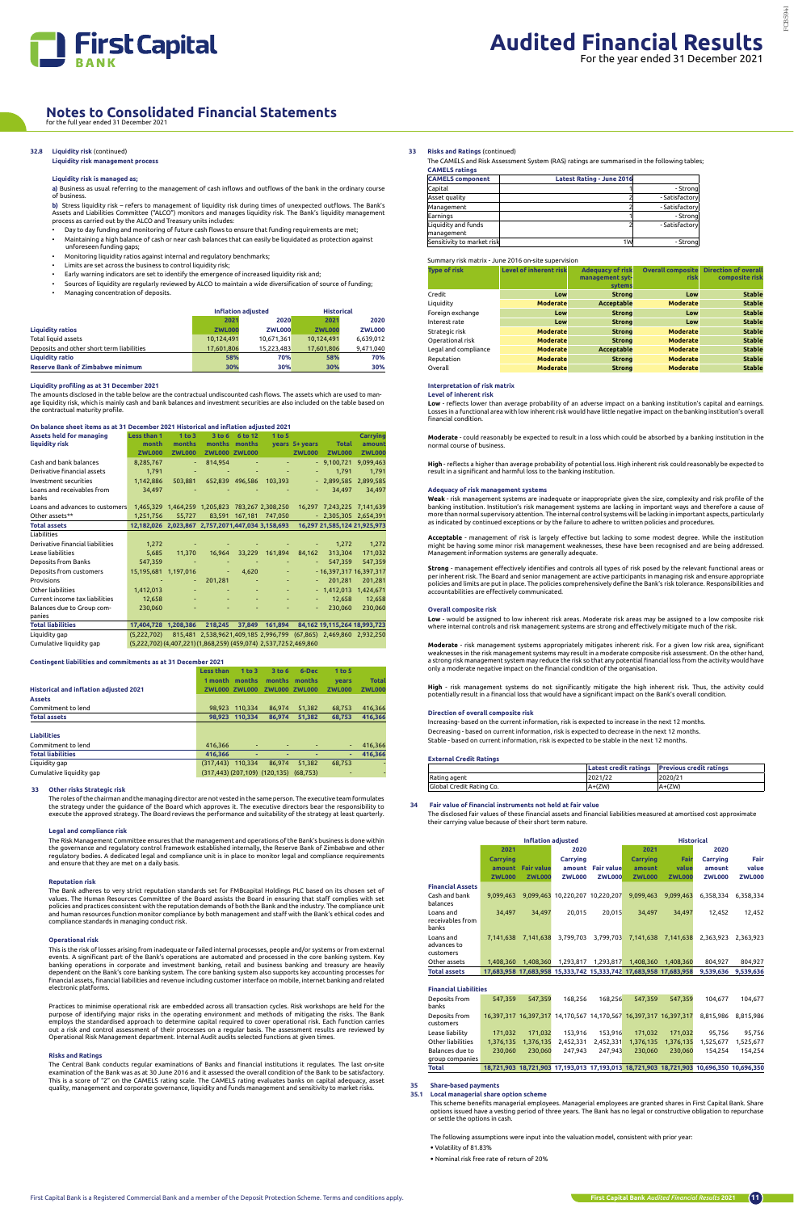# Notes to Consolidated Financial Statements

for the full year ended 31 December 2021

### 32.8 Liquidity risk (continued)

**Liquidity risk management process**

**Liquidity risk is managed as;**

**a)** Business as usual referring to the management of cash inflows and outflows of the bank in the ordinary course of business.

**b)** Stress liquidity risk – refers to management of liquidity risk during times of unexpected outflows. The Bank's Assets and Liabilities Committee ("ALCO") monitors and manages liquidity risk. The Bank's liquidity management process as carried out by the ALCO and Treasury units includes:

- Day to day funding and monitoring of future cash flows to ensure that funding requirements are met;
- Maintaining a high balance of cash or near cash balances that can easily be liquidated as protection against unforeseen funding gaps;
- Monitoring liquidity ratios against internal and regulatory benchmarks;
- Limits are set across the business to control liquidity risk;
- Early warning indicators are set to identify the emergence of increased liquidity risk and;
- Sources of liquidity are regularly reviewed by ALCO to maintain a wide diversification of source of funding;
- Managing concentration of deposits.

| | Inflation adjusted | | Historical | |
|---|---|---|---|---|
| | 2021 | 2020 | 2021 | 2020 |
| **Liquidity ratios** | **ZWL000** | **ZWL000** | **ZWL000** | **ZWL000** |
| Total liquid assets | 10,124,491 | 10,671,361 | 10,124,491 | 6,639,012 |
| Deposits and other short term liabilities | 17,601,806 | 15,223,483 | 17,601,806 | 9,471,040 |
| **Liquidity ratio** | **58%** | **70%** | **58%** | **70%** |
| **Reserve Bank of Zimbabwe minimum** | **30%** | **30%** | **30%** | **30%** |

**Liquidity profiling as at 31 December 2021**

The amounts disclosed in the table below are the contractual undiscounted cash flows. The assets which are used to manage liquidity risk, which is mainly cash and bank balances and investment securities are also included on the table based on the contractual maturity profile.

**On balance sheet items as at 31 December 2021 Historical and inflation adjusted 2021**

| Assets held for managing liquidity risk | Less than 1 month ZWL000 | 1 to 3 months ZWL000 | 3 to 6 months ZWL000 | 6 to 12 months ZWL000 | 1 to 5 years | 5+ years ZWL000 | Total ZWL000 | Carrying amount ZWL000 |
|---|---|---|---|---|---|---|---|---|
| Cash and bank balances | 8,285,767 | - | 814,954 | - | - | - | 9,100,721 | 9,099,463 |
| Derivative financial assets | 1,791 | - | - | - | - | - | 1,791 | 1,791 |
| Investment securities | 1,142,886 | 503,881 | 652,839 | 496,586 | 103,393 | - | 2,899,585 | 2,899,585 |
| Loans and receivables from banks | 34,497 | - | - | - | - | - | 34,497 | 34,497 |
| Loans and advances to customers | 1,465,329 | 1,464,259 | 1,205,823 | 783,267 | 2,308,250 | 16,297 | 7,243,225 | 7,141,639 |
| Other assets** | 1,251,756 | 55,727 | 83,591 | 167,181 | 747,050 | - | 2,305,305 | 2,654,391 |
| **Total assets** | **12,182,026** | **2,023,867** | **2,757,207** | **1,447,034** | **3,158,693** | **16,297** | **21,585,124** | **21,925,973** |
| Liabilities | | | | | | | | |
| Derivative financial liabilities | 1,272 | - | - | - | - | - | 1,272 | 1,272 |
| Lease liabilities | 5,685 | 11,370 | 16,964 | 33,229 | 161,894 | 84,162 | 313,304 | 171,032 |
| Deposits from Banks | 547,359 | - | - | - | - | - | 547,359 | 547,359 |
| Deposits from customers | 15,195,681 | 1,197,016 | - | 4,620 | - | - | 16,397,317 | 16,397,317 |
| Provisions | - | - | 201,281 | - | - | - | 201,281 | 201,281 |
| Other liabilities | 1,412,013 | - | - | - | - | - | 1,412,013 | 1,424,671 |
| Current income tax liabilities | 12,658 | - | - | - | - | - | 12,658 | 12,658 |
| Balances due to Group companies | 230,060 | - | - | - | - | - | 230,060 | 230,060 |
| **Total liabilities** | **17,404,728** | **1,208,386** | **218,245** | **37,849** | **161,894** | **84,162** | **19,115,264** | **18,993,723** |
| Liquidity gap | (5,222,702) | 815,481 | 2,538,962 | 1,409,185 | 2,996,799 | (67,865) | 2,469,860 | 2,932,250 |
| Cumulative liquidity gap | (5,222,702) | (4,407,221) | (1,868,259) | (459,074) | 2,537,725 | 2,469,860 | | |

**Contingent liabilities and commitments as at 31 December 2021**

| Historical and inflation adjusted 2021 | Less than 1 month ZWL000 | 1 to 3 months ZWL000 | 3 to 6 months ZWL000 | 6-Dec months ZWL000 | 1 to 5 years ZWL000 | Total ZWL000 |
|---|---|---|---|---|---|---|
| **Assets** | | | | | | |
| Commitment to lend | 98,923 | 110,334 | 86,974 | 51,382 | 68,753 | 416,366 |
| **Total assets** | **98,923** | **110,334** | **86,974** | **51,382** | **68,753** | **416,366** |
| **Liabilities** | | | | | | |
| Commitment to lend | 416,366 | - | - | - | - | 416,366 |
| **Total liabilities** | **416,366** | **-** | **-** | **-** | **-** | **416,366** |
| Liquidity gap | (317,443) | 110,334 | 86,974 | 51,382 | 68,753 | - |
| Cumulative liquidity gap | (317,443) | (207,109) | (120,135) | (68,753) | - | - |

## 33 Other risks Strategic risk

The roles of the chairman and the managing director are not vested in the same person. The executive team formulates the strategy under the guidance of the Board which approves it. The executive directors bear the responsibility to execute the approved strategy. The Board reviews the performance and suitability of the strategy at least quarterly.

**Legal and compliance risk**

The Risk Management Committee ensures that the management and operations of the Bank's business is done within the governance and regulatory control framework established internally, the Reserve Bank of Zimbabwe and other regulatory bodies. A dedicated legal and compliance unit is in place to monitor legal and compliance requirements and ensure that they are met on a daily basis.

**Reputation risk**

The Bank adheres to very strict reputation standards set for FMBcapital Holdings PLC based on its chosen set of values. The Human Resources Committee of the Board assists the Board in ensuring that staff complies with set policies and practices consistent with the reputation demands of both the Bank and the industry. The compliance unit and human resources function monitor compliance by both management and staff with the Bank's ethical codes and compliance standards in managing conduct risk.

**Operational risk**

This is the risk of losses arising from inadequate or failed internal processes, people and/or systems or from external events. A significant part of the Bank's operations are automated and processed in the core banking system. Key banking operations in corporate and investment banking, retail and business banking and treasury are heavily dependent on the Bank's core banking system. The core banking system also supports key accounting processes for financial assets, financial liabilities and revenue including customer interface on mobile, internet banking and related electronic platforms.

Practices to minimise operational risk are embedded across all transaction cycles. Risk workshops are held for the purpose of identifying major risks in the operating environment and methods of mitigating the risks. The Bank employs the standardised approach to determine capital required to cover operational risk. Each function carries out a risk and control assessment of their processes on a regular basis. The assessment results are reviewed by Operational Risk Management department. Internal Audit audits selected functions at given times.

**Risks and Ratings**

The Central Bank conducts regular examinations of Banks and financial institutions it regulates. The last on-site examination of the Bank was as at 30 June 2016 and it assessed the overall condition of the Bank to be satisfactory. This is a score of "2" on the CAMELS rating scale. The CAMELS rating evaluates banks on capital adequacy, asset quality, management and corporate governance, liquidity and funds management and sensitivity to market risks.

## 33 Risks and Ratings (continued)

The CAMELS and Risk Assessment System (RAS) ratings are summarised in the following tables;

**CAMELS ratings**

| CAMELS component | Latest Rating - June 2016 | |
|---|---|---|
| Capital | 1 | - Strong |
| Asset quality | 2 | - Satisfactory |
| Management | 2 | - Satisfactory |
| Earnings | 1 | - Strong |
| Liquidity and funds management | 2 | - Satisfactory |
| Sensitivity to market risk | 1W | - Strong |

Summary risk matrix - June 2016 on-site supervision

| Type of risk | Level of inherent risk | Adequacy of risk management sytems | Overall composite risk | Direction of overall composite risk |
|---|---|---|---|---|
| Credit | Low | Strong | Low | Stable |
| Liquidity | Moderate | Acceptable | Moderate | Stable |
| Foreign exchange | Low | Strong | Low | Stable |
| Interest rate | Low | Strong | Low | Stable |
| Strategic risk | Moderate | Strong | Moderate | Stable |
| Operational risk | Moderate | Strong | Moderate | Stable |
| Legal and compliance | Moderate | Acceptable | Moderate | Stable |
| Reputation | Moderate | Strong | Moderate | Stable |
| Overall | Moderate | Strong | Moderate | Stable |

**Interpretation of risk matrix**

**Level of inherent risk**

**Low** - reflects lower than average probability of an adverse impact on a banking institution's capital and earnings. Losses in a functional area with low inherent risk would have little negative impact on the banking institution's overall financial condition.

**Moderate** - could reasonably be expected to result in a loss which could be absorbed by a banking institution in the normal course of business.

**High** - reflects a higher than average probability of potential loss. High inherent risk could reasonably be expected to result in a significant and harmful loss to the banking institution.

**Adequacy of risk management systems**

**Weak** - risk management systems are inadequate or inappropriate given the size, complexity and risk profile of the banking institution. Institution's risk management systems are lacking in important ways and therefore a cause of more than normal supervisory attention. The internal control systems will be lacking in important aspects, particularly as indicated by continued exceptions or by the failure to adhere to written policies and procedures.

**Acceptable** - management of risk is largely effective but lacking to some modest degree. While the institution might be having some minor risk management weaknesses, these have been recognised and are being addressed. Management information systems are generally adequate.

**Strong** - management effectively identifies and controls all types of risk posed by the relevant functional areas or per inherent risk. The Board and senior management are active participants in managing risk and ensure appropriate policies and limits are put in place. The policies comprehensively define the Bank's risk tolerance. Responsibilities and accountabilities are effectively communicated.

**Overall composite risk**

**Low** - would be assigned to low inherent risk areas. Moderate risk areas may be assigned to a low composite risk where internal controls and risk management systems are strong and effectively mitigate much of the risk.

**Moderate** - risk management systems appropriately mitigates inherent risk. For a given low risk area, significant weaknesses in the risk management systems may result in a moderate composite risk assessment. On the other hand, a strong risk management system may reduce the risk so that any potential financial loss from the activity would have only a moderate negative impact on the financial condition of the organisation.

**High** - risk management systems do not significantly mitigate the high inherent risk. Thus, the activity could potentially result in a financial loss that would have a significant impact on the Bank's overall condition.

**Direction of overall composite risk**

Increasing- based on the current information, risk is expected to increase in the next 12 months.
Decreasing - based on current information, risk is expected to decrease in the next 12 months.
Stable - based on current information, risk is expected to be stable in the next 12 months.

**External Credit Ratings**

| | Latest credit ratings | Previous credit ratings |
|---|---|---|
| Rating agent | 2021/22 | 2020/21 |
| Global Credit Rating Co. | A+(ZW) | A+(ZW) |

## 34 Fair value of financial instruments not held at fair value

The disclosed fair values of these financial assets and financial liabilities measured at amortised cost approximate their carrying value because of their short term nature.

| | Inflation adjusted | | | | Historical | | | |
|---|---|---|---|---|---|---|---|---|
| | 2021 | | 2020 | | 2021 | | 2020 | |
| | Carrying amount ZWL000 | Fair value ZWL000 | Carrying amount ZWL000 | Fair value ZWL000 | Carrying amount ZWL000 | Fair value ZWL000 | Carrying amount ZWL000 | Fair value ZWL000 |
| **Financial Assets** | | | | | | | | |
| Cash and bank balances | 9,099,463 | 9,099,463 | 10,220,207 | 10,220,207 | 9,099,463 | 9,099,463 | 6,358,334 | 6,358,334 |
| Loans and receivables from banks | 34,497 | 34,497 | 20,015 | 20,015 | 34,497 | 34,497 | 12,452 | 12,452 |
| Loans and advances to customers | 7,141,638 | 7,141,638 | 3,799,703 | 3,799,703 | 7,141,638 | 7,141,638 | 2,363,923 | 2,363,923 |
| Other assets | 1,408,360 | 1,408,360 | 1,293,817 | 1,293,817 | 1,408,360 | 1,408,360 | 804,927 | 804,927 |
| **Total assets** | **17,683,958** | **17,683,958** | **15,333,742** | **15,333,742** | **17,683,958** | **17,683,958** | **9,539,636** | **9,539,636** |
| **Financial Liabilities** | | | | | | | | |
| Deposits from banks | 547,359 | 547,359 | 168,256 | 168,256 | 547,359 | 547,359 | 104,677 | 104,677 |
| Deposits from customers | 16,397,317 | 16,397,317 | 14,170,567 | 14,170,567 | 16,397,317 | 16,397,317 | 8,815,986 | 8,815,986 |
| Lease liability | 171,032 | 171,032 | 153,916 | 153,916 | 171,032 | 171,032 | 95,756 | 95,756 |
| Other liabilities | 1,376,135 | 1,376,135 | 2,452,331 | 2,452,331 | 1,376,135 | 1,376,135 | 1,525,677 | 1,525,677 |
| Balances due to group companies | 230,060 | 230,060 | 247,943 | 247,943 | 230,060 | 230,060 | 154,254 | 154,254 |
| **Total** | **18,721,903** | **18,721,903** | **17,193,013** | **17,193,013** | **18,721,903** | **18,721,903** | **10,696,350** | **10,696,350** |

## 35 Share-based payments

### 35.1 Local managerial share option scheme

This scheme benefits managerial employees. Managerial employees are granted shares in First Capital Bank. Share options issued have a vesting period of three years. The Bank has no legal or constructive obligation to repurchase or settle the options in cash.

The following assumptions were input into the valuation model, consistent with prior year:

- Volatility of 81.83%
- Nominal risk free rate of return of 20%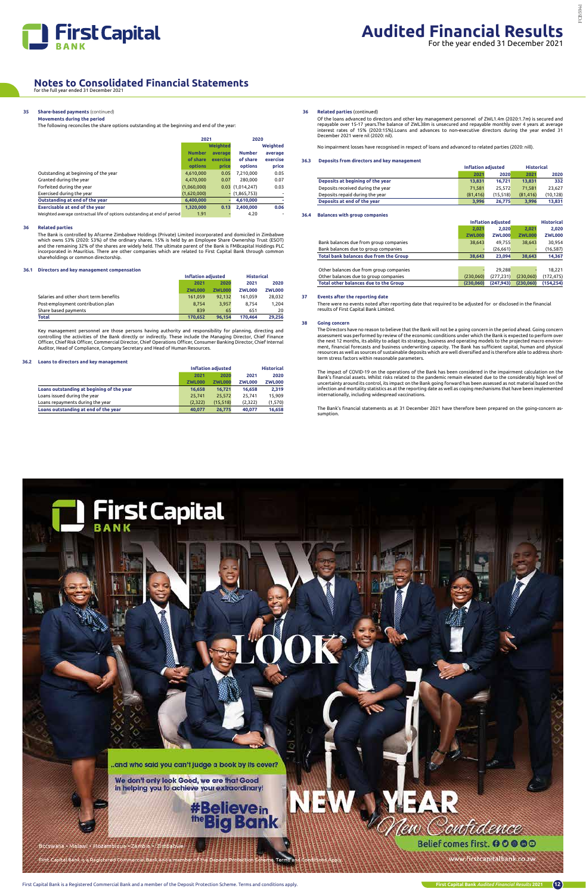# Notes to Consolidated Financial Statements

for the full year ended 31 December 2021

**35 Share-based payments** (continued)

**Movements during the period**

The following reconciles the share options outstanding at the beginning and end of the year:

| | 2021 | | 2020 | |
|---|---|---|---|---|
| | Number of share options | Weighted average exercise price | Number of share options | Weighted average exercise price |
| Outstanding at beginning of the year | 4,610,000 | 0.05 | 7,210,000 | 0.05 |
| Granted during the year | 4,470,000 | 0.07 | 280,000 | 0.07 |
| Forfeited during the year | (1,060,000) | 0.03 | (1,014,247) | 0.03 |
| Exercised during the year | (1,620,000) | - | (1,865,753) | - |
| **Outstanding at end of the year** | **6,400,000** | - | **4,610,000** | - |
| **Exercisable at end of the year** | **1,320,000** | **0.13** | **2,400,000** | **0.06** |
| Weighted average contractual life of options outstanding at end of period | 1.91 | - | 4.20 | - |

**36 Related parties**

The Bank is controlled by Afcarme Zimbabwe Holdings (Private) Limited incorporated and domiciled in Zimbabwe which owns 53% (2020: 53%) of the ordinary shares. 15% is held by an Employee Share Ownership Trust (ESOT) and the remaining 32% of the shares are widely held. The ultimate parent of the Bank is FMBcapital Holdings PLC incorporated in Mauritius. There are other companies which are related to First Capital Bank through common shareholdings or common directorship.

**36.1 Directors and key management compensation**

| | Inflation adjusted | | Historical | |
|---|---|---|---|---|
| | 2021 ZWL000 | 2020 ZWL000 | 2021 ZWL000 | 2020 ZWL000 |
| Salaries and other short term benefits | 161,059 | 92,132 | 161,059 | 28,032 |
| Post-employment contribution plan | 8,754 | 3,957 | 8,754 | 1,204 |
| Share based payments | 839 | 65 | 651 | 20 |
| **Total** | **170,652** | **96,154** | **170,464** | **29,256** |

Key management personnel are those persons having authority and responsibility for planning, directing and controlling the activities of the Bank directly or indirectly. These include the Managing Director, Chief Finance Officer, Chief Risk Officer, Commercial Director, Chief Operations Officer, Consumer Banking Director, Chief Internal Auditor, Head of Compliance, Company Secretary and Head of Human Resources.

**36.2 Loans to directors and key management**

| | Inflation adjusted | | Historical | |
|---|---|---|---|---|
| | 2021 ZWL000 | 2020 ZWL000 | 2021 ZWL000 | 2020 ZWL000 |
| **Loans outstanding at begining of the year** | **16,658** | **16,721** | **16,658** | **2,319** |
| Loans issued during the year | 25,741 | 25,572 | 25,741 | 15,909 |
| Loans repayments during the year | (2,322) | (15,518) | (2,322) | (1,570) |
| **Loans outstanding at end of the year** | **40,077** | **26,775** | **40,077** | **16,658** |

**36 Related parties** (continued)

Of the loans advanced to directors and other key management personnel of ZWL1.4m (2020:1.7m) is secured and repayable over 15-17 years.The balance of ZWL38m is unsecured and repayable monthly over 4 years at average interest rates of 15% (2020:15%).Loans and advances to non-executive directors during the year ended 31 December 2021 were nil (2020: nil).

No impairment losses have recognised in respect of loans and advanced to related parties (2020: nill).

**36.3 Deposits from directors and key management**

| | Inflation adjusted | | Historical | |
|---|---|---|---|---|
| | 2021 | 2020 | 2021 | 2020 |
| **Deposits at begining of the year** | **13,831** | **16,721** | **13,831** | **332** |
| Deposits received during the year | 71,581 | 25,572 | 71,581 | 23,627 |
| Deposits repaid during the year | (81,416) | (15,518) | (81,416) | (10,128) |
| **Deposits at end of the year** | **3,996** | **26,775** | **3,996** | **13,831** |

**36.4 Balances with group companies**

| | Inflation adjusted | | Historical | |
|---|---|---|---|---|
| | 2,021 ZWL000 | 2,020 ZWL000 | 2,021 ZWL000 | 2,020 ZWL000 |
| Bank balances due from group companies | 38,643 | 49,755 | 38,643 | 30,954 |
| Bank balances due to group companies | - | (26,661) | - | (16,587) |
| **Total bank balances due from the Group** | **38,643** | **23,094** | **38,643** | **14,367** |
| | | | | |
| Other balances due from group companies | - | 29,288 | - | 18,221 |
| Other balances due to group companies | (230,060) | (277,231) | (230,060) | (172,475) |
| **Total other balances due to the Group** | **(230,060)** | **(247,943)** | **(230,060)** | **(154,254)** |

**37 Events after the reporting date**

There were no events noted after reporting date that required to be adjusted for or disclosed in the financial results of First Capital Bank Limited.

**38 Going concern**

The Directors have no reason to believe that the Bank will not be a going concern in the period ahead. Going concern assessment was performed by review of the economic conditions under which the Bank is expected to perform over the next 12 months, its ability to adapt its strategy, business and operating models to the projected macro environment, financial forecasts and business underwriting capacity. The Bank has sufficient capital, human and physical resources as well as sources of sustainable deposits which are well diversified and is therefore able to address short-term stress factors within reasonable parameters.

The impact of COVID-19 on the operations of the Bank has been considered in the impairment calculation on the Bank's financial assets. Whilst risks related to the pandemic remain elevated due to the considerably high level of uncertainty around its control, its impact on the Bank going forward has been assessed as not material based on the infection and mortality statistics as at the reporting date as well as coping mechanisms that have been implemented internationally, including widespread vaccinations.

The Bank's financial statements as at 31 December 2021 have therefore been prepared on the going-concern assumption.